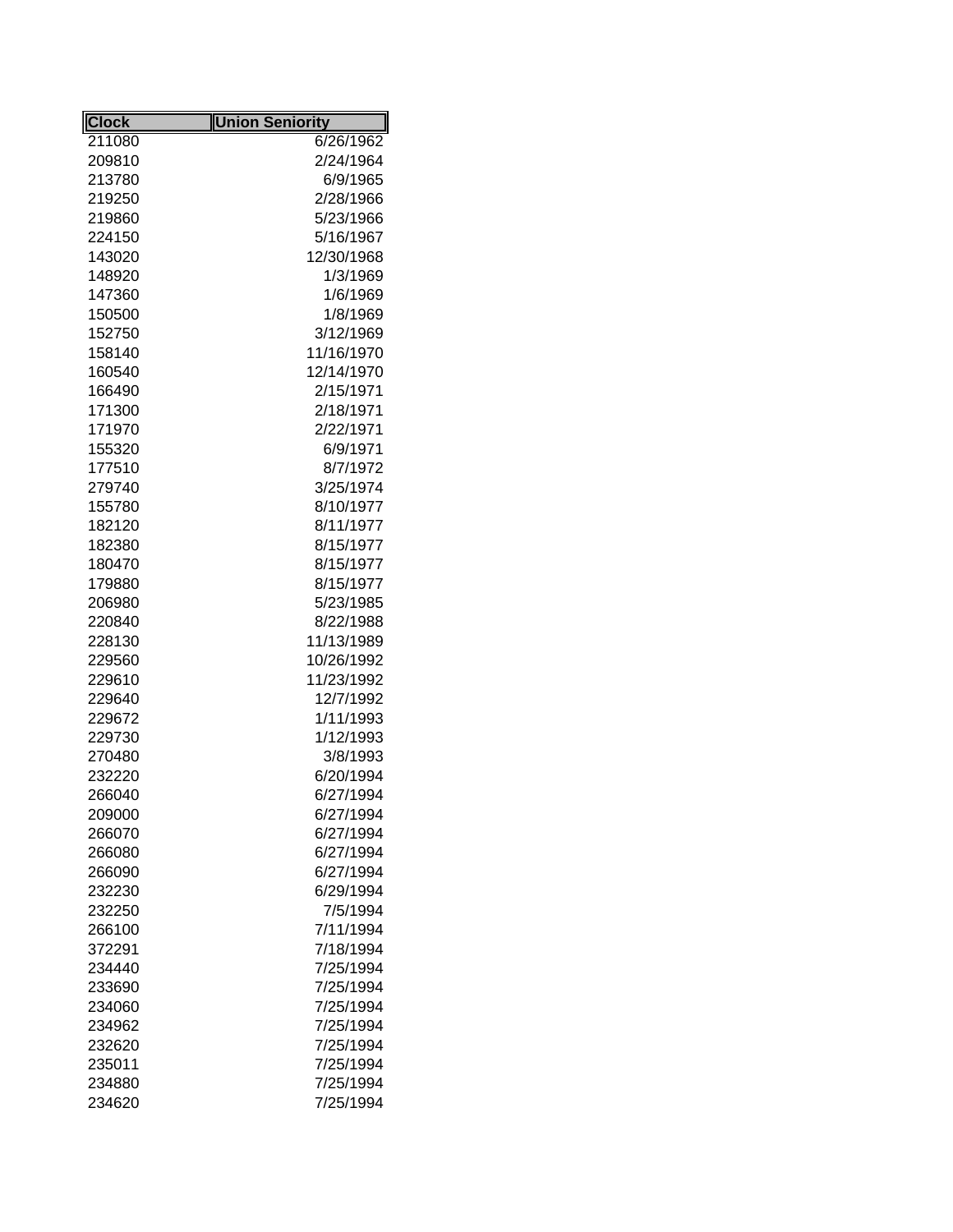| Clock | Union Seniority |
|---|---|
| 211080 | 6/26/1962 |
| 209810 | 2/24/1964 |
| 213780 | 6/9/1965 |
| 219250 | 2/28/1966 |
| 219860 | 5/23/1966 |
| 224150 | 5/16/1967 |
| 143020 | 12/30/1968 |
| 148920 | 1/3/1969 |
| 147360 | 1/6/1969 |
| 150500 | 1/8/1969 |
| 152750 | 3/12/1969 |
| 158140 | 11/16/1970 |
| 160540 | 12/14/1970 |
| 166490 | 2/15/1971 |
| 171300 | 2/18/1971 |
| 171970 | 2/22/1971 |
| 155320 | 6/9/1971 |
| 177510 | 8/7/1972 |
| 279740 | 3/25/1974 |
| 155780 | 8/10/1977 |
| 182120 | 8/11/1977 |
| 182380 | 8/15/1977 |
| 180470 | 8/15/1977 |
| 179880 | 8/15/1977 |
| 206980 | 5/23/1985 |
| 220840 | 8/22/1988 |
| 228130 | 11/13/1989 |
| 229560 | 10/26/1992 |
| 229610 | 11/23/1992 |
| 229640 | 12/7/1992 |
| 229672 | 1/11/1993 |
| 229730 | 1/12/1993 |
| 270480 | 3/8/1993 |
| 232220 | 6/20/1994 |
| 266040 | 6/27/1994 |
| 209000 | 6/27/1994 |
| 266070 | 6/27/1994 |
| 266080 | 6/27/1994 |
| 266090 | 6/27/1994 |
| 232230 | 6/29/1994 |
| 232250 | 7/5/1994 |
| 266100 | 7/11/1994 |
| 372291 | 7/18/1994 |
| 234440 | 7/25/1994 |
| 233690 | 7/25/1994 |
| 234060 | 7/25/1994 |
| 234962 | 7/25/1994 |
| 232620 | 7/25/1994 |
| 235011 | 7/25/1994 |
| 234880 | 7/25/1994 |
| 234620 | 7/25/1994 |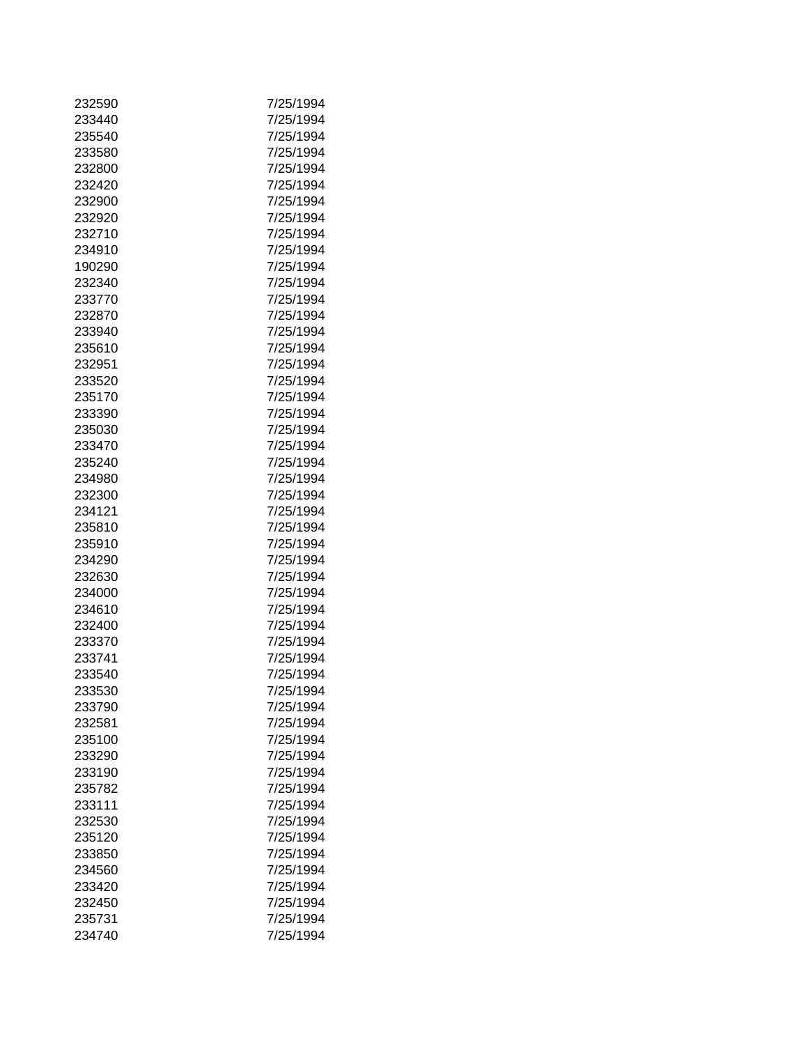| | |
|---|---|
| 232590 | 7/25/1994 |
| 233440 | 7/25/1994 |
| 235540 | 7/25/1994 |
| 233580 | 7/25/1994 |
| 232800 | 7/25/1994 |
| 232420 | 7/25/1994 |
| 232900 | 7/25/1994 |
| 232920 | 7/25/1994 |
| 232710 | 7/25/1994 |
| 234910 | 7/25/1994 |
| 190290 | 7/25/1994 |
| 232340 | 7/25/1994 |
| 233770 | 7/25/1994 |
| 232870 | 7/25/1994 |
| 233940 | 7/25/1994 |
| 235610 | 7/25/1994 |
| 232951 | 7/25/1994 |
| 233520 | 7/25/1994 |
| 235170 | 7/25/1994 |
| 233390 | 7/25/1994 |
| 235030 | 7/25/1994 |
| 233470 | 7/25/1994 |
| 235240 | 7/25/1994 |
| 234980 | 7/25/1994 |
| 232300 | 7/25/1994 |
| 234121 | 7/25/1994 |
| 235810 | 7/25/1994 |
| 235910 | 7/25/1994 |
| 234290 | 7/25/1994 |
| 232630 | 7/25/1994 |
| 234000 | 7/25/1994 |
| 234610 | 7/25/1994 |
| 232400 | 7/25/1994 |
| 233370 | 7/25/1994 |
| 233741 | 7/25/1994 |
| 233540 | 7/25/1994 |
| 233530 | 7/25/1994 |
| 233790 | 7/25/1994 |
| 232581 | 7/25/1994 |
| 235100 | 7/25/1994 |
| 233290 | 7/25/1994 |
| 233190 | 7/25/1994 |
| 235782 | 7/25/1994 |
| 233111 | 7/25/1994 |
| 232530 | 7/25/1994 |
| 235120 | 7/25/1994 |
| 233850 | 7/25/1994 |
| 234560 | 7/25/1994 |
| 233420 | 7/25/1994 |
| 232450 | 7/25/1994 |
| 235731 | 7/25/1994 |
| 234740 | 7/25/1994 |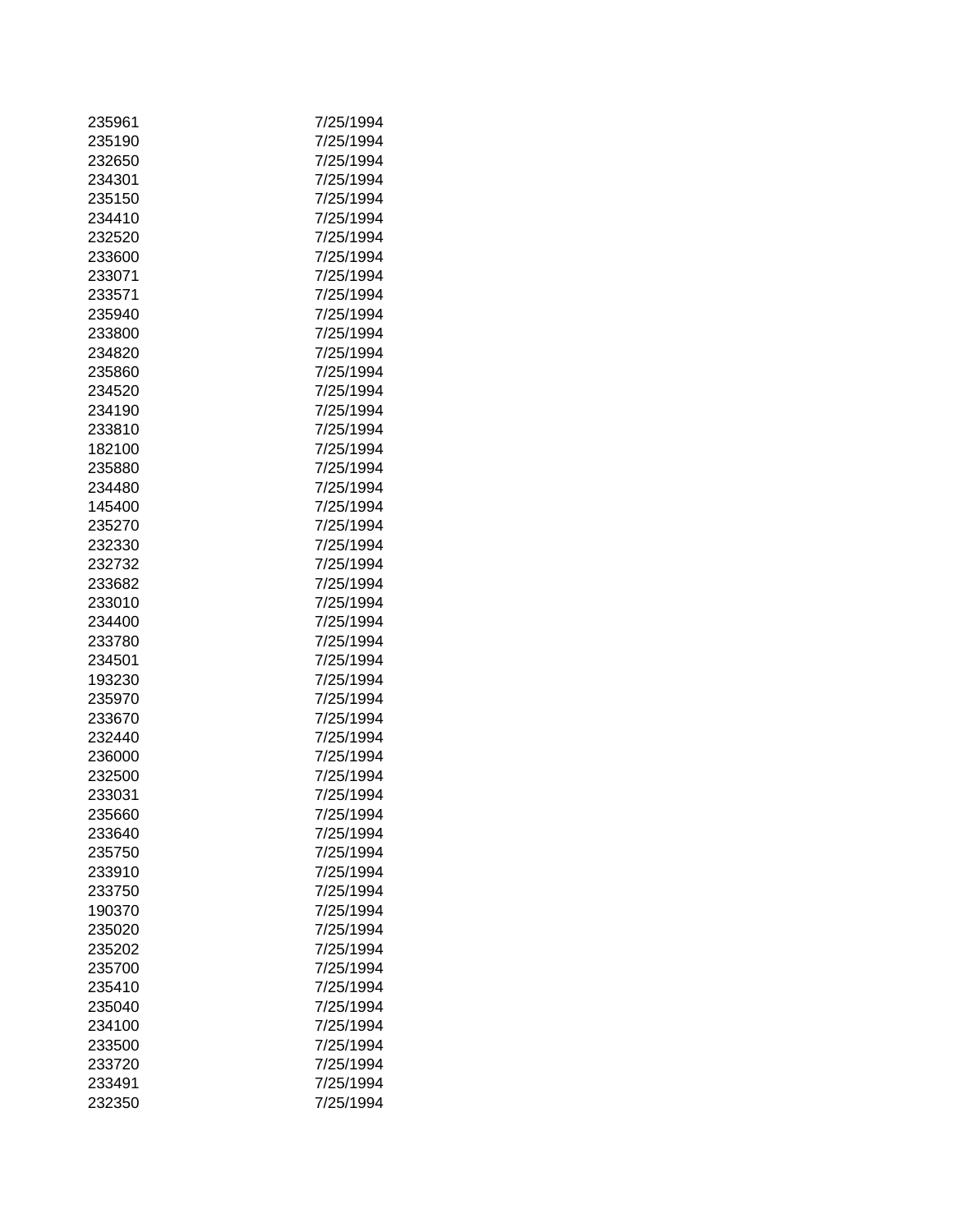| | |
|---|---|
| 235961 | 7/25/1994 |
| 235190 | 7/25/1994 |
| 232650 | 7/25/1994 |
| 234301 | 7/25/1994 |
| 235150 | 7/25/1994 |
| 234410 | 7/25/1994 |
| 232520 | 7/25/1994 |
| 233600 | 7/25/1994 |
| 233071 | 7/25/1994 |
| 233571 | 7/25/1994 |
| 235940 | 7/25/1994 |
| 233800 | 7/25/1994 |
| 234820 | 7/25/1994 |
| 235860 | 7/25/1994 |
| 234520 | 7/25/1994 |
| 234190 | 7/25/1994 |
| 233810 | 7/25/1994 |
| 182100 | 7/25/1994 |
| 235880 | 7/25/1994 |
| 234480 | 7/25/1994 |
| 145400 | 7/25/1994 |
| 235270 | 7/25/1994 |
| 232330 | 7/25/1994 |
| 232732 | 7/25/1994 |
| 233682 | 7/25/1994 |
| 233010 | 7/25/1994 |
| 234400 | 7/25/1994 |
| 233780 | 7/25/1994 |
| 234501 | 7/25/1994 |
| 193230 | 7/25/1994 |
| 235970 | 7/25/1994 |
| 233670 | 7/25/1994 |
| 232440 | 7/25/1994 |
| 236000 | 7/25/1994 |
| 232500 | 7/25/1994 |
| 233031 | 7/25/1994 |
| 235660 | 7/25/1994 |
| 233640 | 7/25/1994 |
| 235750 | 7/25/1994 |
| 233910 | 7/25/1994 |
| 233750 | 7/25/1994 |
| 190370 | 7/25/1994 |
| 235020 | 7/25/1994 |
| 235202 | 7/25/1994 |
| 235700 | 7/25/1994 |
| 235410 | 7/25/1994 |
| 235040 | 7/25/1994 |
| 234100 | 7/25/1994 |
| 233500 | 7/25/1994 |
| 233720 | 7/25/1994 |
| 233491 | 7/25/1994 |
| 232350 | 7/25/1994 |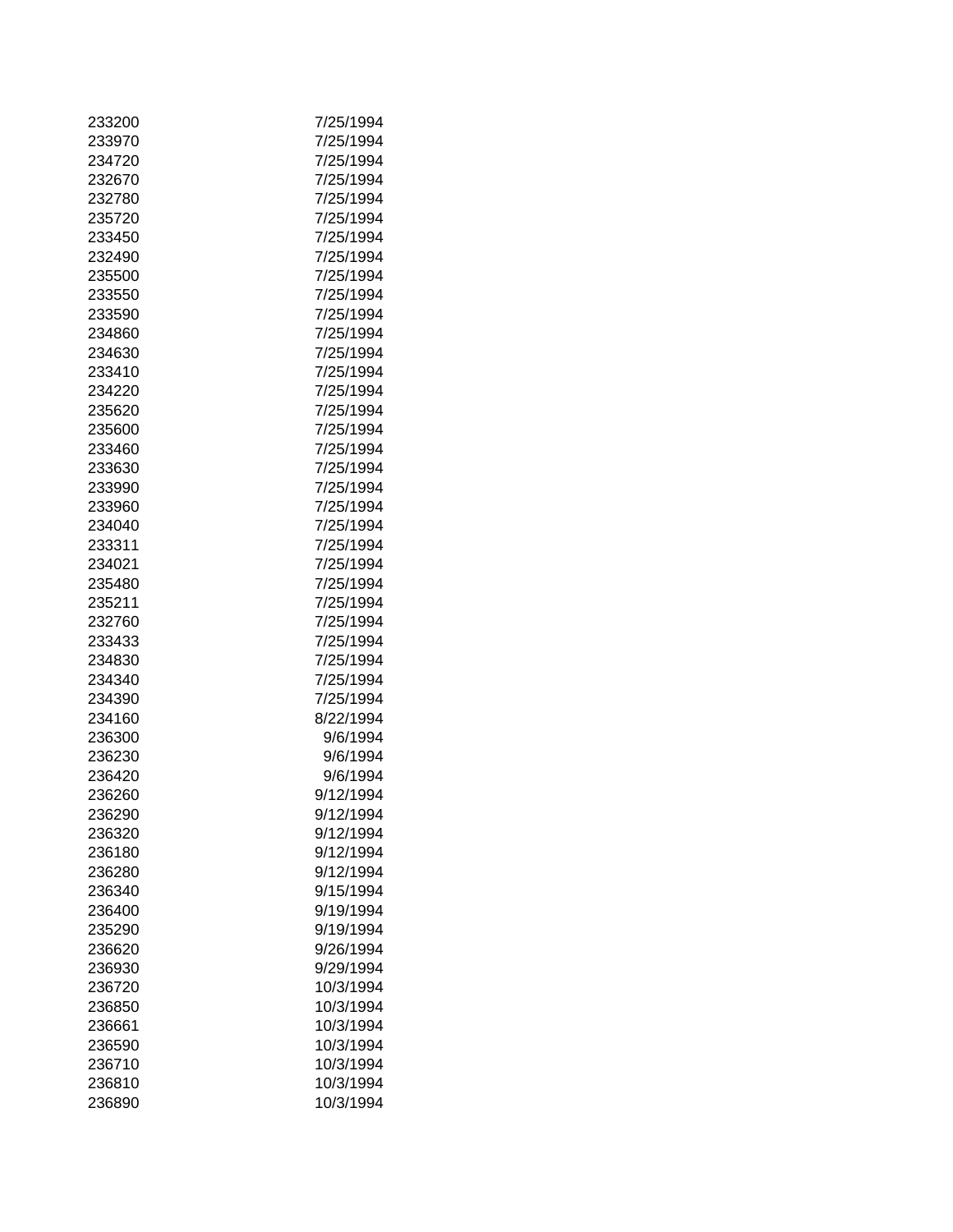| | |
|---|---|
| 233200 | 7/25/1994 |
| 233970 | 7/25/1994 |
| 234720 | 7/25/1994 |
| 232670 | 7/25/1994 |
| 232780 | 7/25/1994 |
| 235720 | 7/25/1994 |
| 233450 | 7/25/1994 |
| 232490 | 7/25/1994 |
| 235500 | 7/25/1994 |
| 233550 | 7/25/1994 |
| 233590 | 7/25/1994 |
| 234860 | 7/25/1994 |
| 234630 | 7/25/1994 |
| 233410 | 7/25/1994 |
| 234220 | 7/25/1994 |
| 235620 | 7/25/1994 |
| 235600 | 7/25/1994 |
| 233460 | 7/25/1994 |
| 233630 | 7/25/1994 |
| 233990 | 7/25/1994 |
| 233960 | 7/25/1994 |
| 234040 | 7/25/1994 |
| 233311 | 7/25/1994 |
| 234021 | 7/25/1994 |
| 235480 | 7/25/1994 |
| 235211 | 7/25/1994 |
| 232760 | 7/25/1994 |
| 233433 | 7/25/1994 |
| 234830 | 7/25/1994 |
| 234340 | 7/25/1994 |
| 234390 | 7/25/1994 |
| 234160 | 8/22/1994 |
| 236300 | 9/6/1994 |
| 236230 | 9/6/1994 |
| 236420 | 9/6/1994 |
| 236260 | 9/12/1994 |
| 236290 | 9/12/1994 |
| 236320 | 9/12/1994 |
| 236180 | 9/12/1994 |
| 236280 | 9/12/1994 |
| 236340 | 9/15/1994 |
| 236400 | 9/19/1994 |
| 235290 | 9/19/1994 |
| 236620 | 9/26/1994 |
| 236930 | 9/29/1994 |
| 236720 | 10/3/1994 |
| 236850 | 10/3/1994 |
| 236661 | 10/3/1994 |
| 236590 | 10/3/1994 |
| 236710 | 10/3/1994 |
| 236810 | 10/3/1994 |
| 236890 | 10/3/1994 |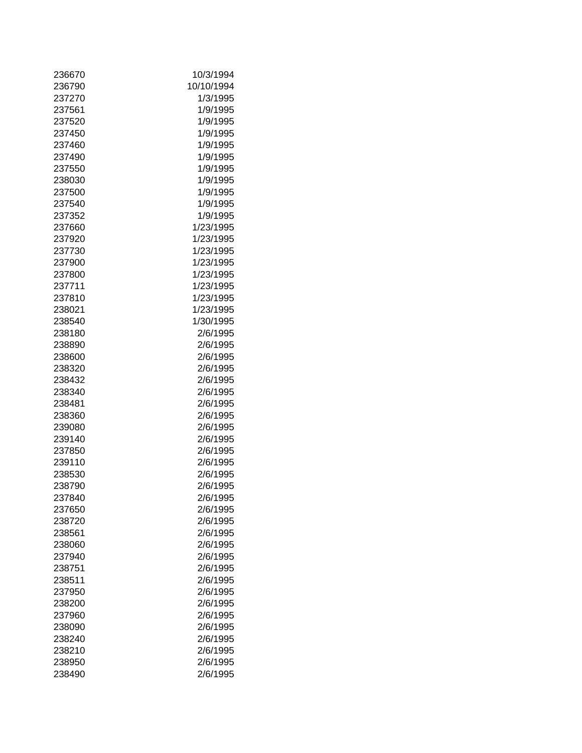| | |
|---|---|
| 236670 | 10/3/1994 |
| 236790 | 10/10/1994 |
| 237270 | 1/3/1995 |
| 237561 | 1/9/1995 |
| 237520 | 1/9/1995 |
| 237450 | 1/9/1995 |
| 237460 | 1/9/1995 |
| 237490 | 1/9/1995 |
| 237550 | 1/9/1995 |
| 238030 | 1/9/1995 |
| 237500 | 1/9/1995 |
| 237540 | 1/9/1995 |
| 237352 | 1/9/1995 |
| 237660 | 1/23/1995 |
| 237920 | 1/23/1995 |
| 237730 | 1/23/1995 |
| 237900 | 1/23/1995 |
| 237800 | 1/23/1995 |
| 237711 | 1/23/1995 |
| 237810 | 1/23/1995 |
| 238021 | 1/23/1995 |
| 238540 | 1/30/1995 |
| 238180 | 2/6/1995 |
| 238890 | 2/6/1995 |
| 238600 | 2/6/1995 |
| 238320 | 2/6/1995 |
| 238432 | 2/6/1995 |
| 238340 | 2/6/1995 |
| 238481 | 2/6/1995 |
| 238360 | 2/6/1995 |
| 239080 | 2/6/1995 |
| 239140 | 2/6/1995 |
| 237850 | 2/6/1995 |
| 239110 | 2/6/1995 |
| 238530 | 2/6/1995 |
| 238790 | 2/6/1995 |
| 237840 | 2/6/1995 |
| 237650 | 2/6/1995 |
| 238720 | 2/6/1995 |
| 238561 | 2/6/1995 |
| 238060 | 2/6/1995 |
| 237940 | 2/6/1995 |
| 238751 | 2/6/1995 |
| 238511 | 2/6/1995 |
| 237950 | 2/6/1995 |
| 238200 | 2/6/1995 |
| 237960 | 2/6/1995 |
| 238090 | 2/6/1995 |
| 238240 | 2/6/1995 |
| 238210 | 2/6/1995 |
| 238950 | 2/6/1995 |
| 238490 | 2/6/1995 |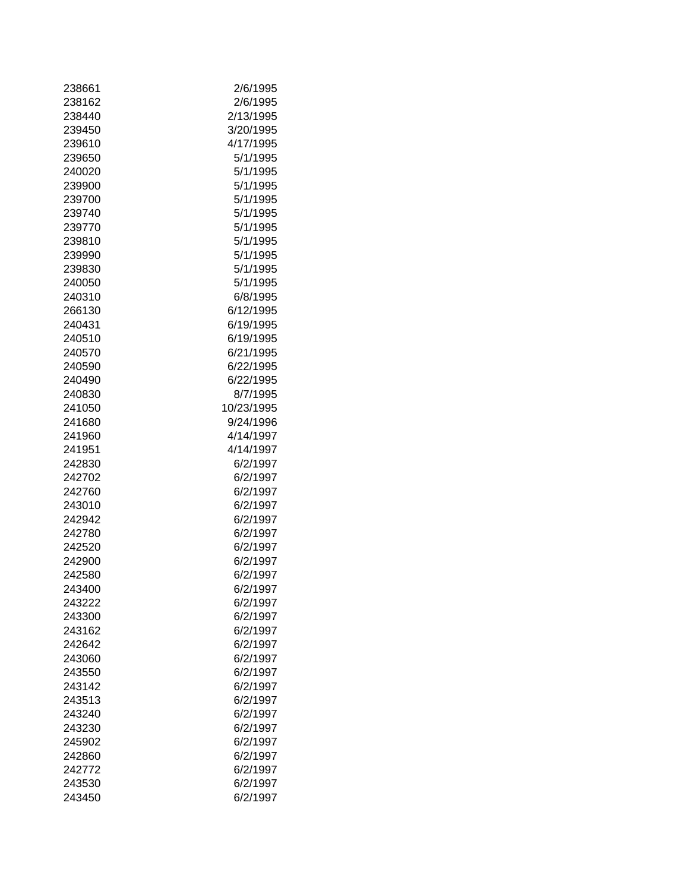| | |
|---|---|
| 238661 | 2/6/1995 |
| 238162 | 2/6/1995 |
| 238440 | 2/13/1995 |
| 239450 | 3/20/1995 |
| 239610 | 4/17/1995 |
| 239650 | 5/1/1995 |
| 240020 | 5/1/1995 |
| 239900 | 5/1/1995 |
| 239700 | 5/1/1995 |
| 239740 | 5/1/1995 |
| 239770 | 5/1/1995 |
| 239810 | 5/1/1995 |
| 239990 | 5/1/1995 |
| 239830 | 5/1/1995 |
| 240050 | 5/1/1995 |
| 240310 | 6/8/1995 |
| 266130 | 6/12/1995 |
| 240431 | 6/19/1995 |
| 240510 | 6/19/1995 |
| 240570 | 6/21/1995 |
| 240590 | 6/22/1995 |
| 240490 | 6/22/1995 |
| 240830 | 8/7/1995 |
| 241050 | 10/23/1995 |
| 241680 | 9/24/1996 |
| 241960 | 4/14/1997 |
| 241951 | 4/14/1997 |
| 242830 | 6/2/1997 |
| 242702 | 6/2/1997 |
| 242760 | 6/2/1997 |
| 243010 | 6/2/1997 |
| 242942 | 6/2/1997 |
| 242780 | 6/2/1997 |
| 242520 | 6/2/1997 |
| 242900 | 6/2/1997 |
| 242580 | 6/2/1997 |
| 243400 | 6/2/1997 |
| 243222 | 6/2/1997 |
| 243300 | 6/2/1997 |
| 243162 | 6/2/1997 |
| 242642 | 6/2/1997 |
| 243060 | 6/2/1997 |
| 243550 | 6/2/1997 |
| 243142 | 6/2/1997 |
| 243513 | 6/2/1997 |
| 243240 | 6/2/1997 |
| 243230 | 6/2/1997 |
| 245902 | 6/2/1997 |
| 242860 | 6/2/1997 |
| 242772 | 6/2/1997 |
| 243530 | 6/2/1997 |
| 243450 | 6/2/1997 |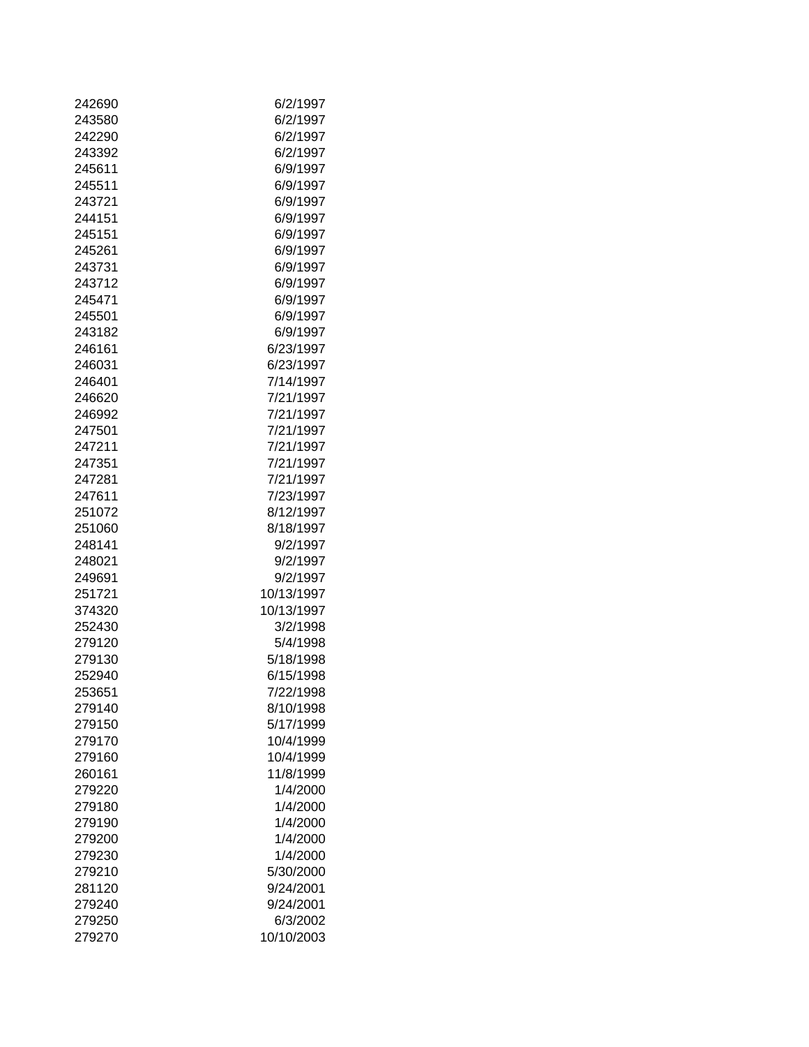| | |
|---|---|
| 242690 | 6/2/1997 |
| 243580 | 6/2/1997 |
| 242290 | 6/2/1997 |
| 243392 | 6/2/1997 |
| 245611 | 6/9/1997 |
| 245511 | 6/9/1997 |
| 243721 | 6/9/1997 |
| 244151 | 6/9/1997 |
| 245151 | 6/9/1997 |
| 245261 | 6/9/1997 |
| 243731 | 6/9/1997 |
| 243712 | 6/9/1997 |
| 245471 | 6/9/1997 |
| 245501 | 6/9/1997 |
| 243182 | 6/9/1997 |
| 246161 | 6/23/1997 |
| 246031 | 6/23/1997 |
| 246401 | 7/14/1997 |
| 246620 | 7/21/1997 |
| 246992 | 7/21/1997 |
| 247501 | 7/21/1997 |
| 247211 | 7/21/1997 |
| 247351 | 7/21/1997 |
| 247281 | 7/21/1997 |
| 247611 | 7/23/1997 |
| 251072 | 8/12/1997 |
| 251060 | 8/18/1997 |
| 248141 | 9/2/1997 |
| 248021 | 9/2/1997 |
| 249691 | 9/2/1997 |
| 251721 | 10/13/1997 |
| 374320 | 10/13/1997 |
| 252430 | 3/2/1998 |
| 279120 | 5/4/1998 |
| 279130 | 5/18/1998 |
| 252940 | 6/15/1998 |
| 253651 | 7/22/1998 |
| 279140 | 8/10/1998 |
| 279150 | 5/17/1999 |
| 279170 | 10/4/1999 |
| 279160 | 10/4/1999 |
| 260161 | 11/8/1999 |
| 279220 | 1/4/2000 |
| 279180 | 1/4/2000 |
| 279190 | 1/4/2000 |
| 279200 | 1/4/2000 |
| 279230 | 1/4/2000 |
| 279210 | 5/30/2000 |
| 281120 | 9/24/2001 |
| 279240 | 9/24/2001 |
| 279250 | 6/3/2002 |
| 279270 | 10/10/2003 |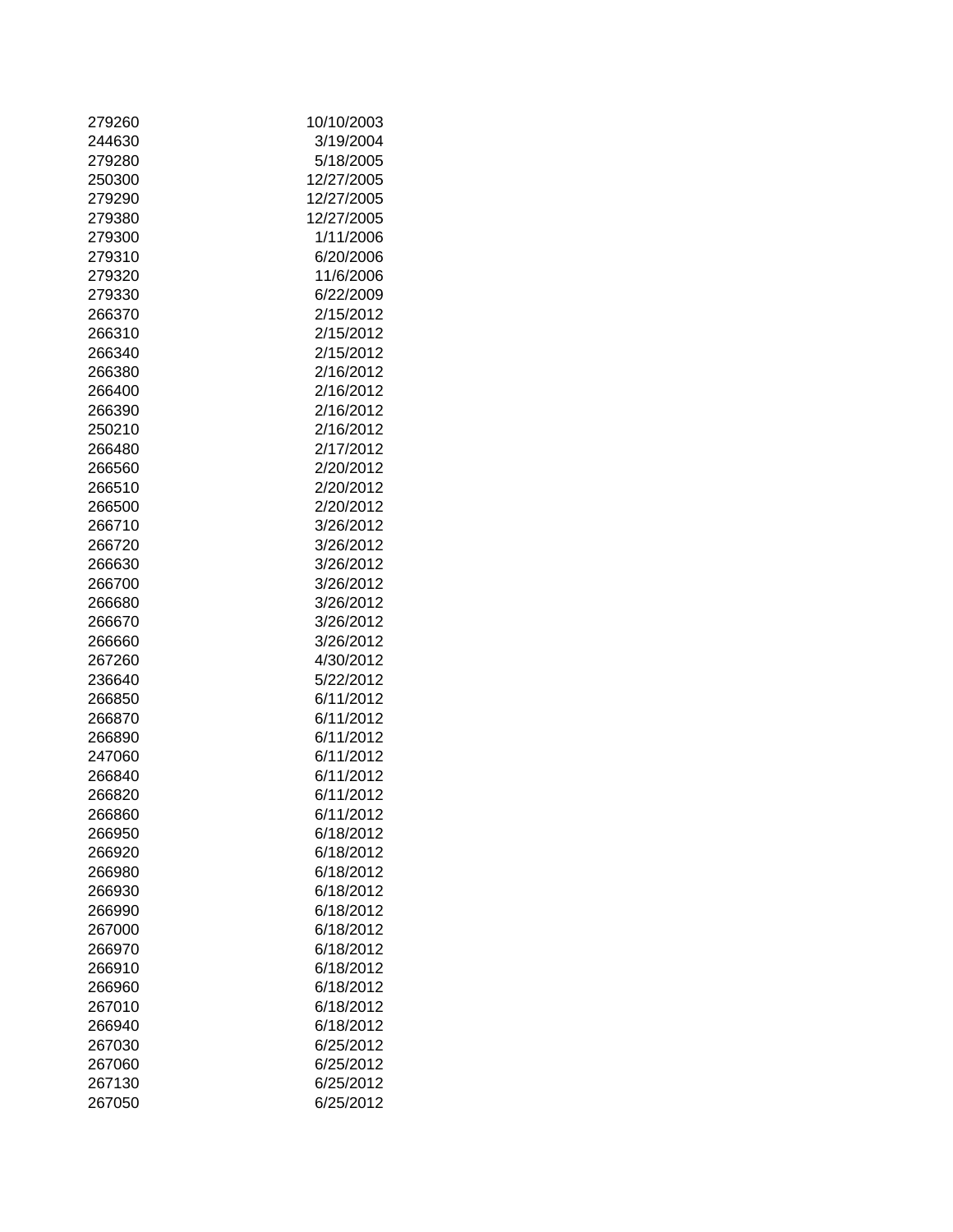| | |
|---|---|
| 279260 | 10/10/2003 |
| 244630 | 3/19/2004 |
| 279280 | 5/18/2005 |
| 250300 | 12/27/2005 |
| 279290 | 12/27/2005 |
| 279380 | 12/27/2005 |
| 279300 | 1/11/2006 |
| 279310 | 6/20/2006 |
| 279320 | 11/6/2006 |
| 279330 | 6/22/2009 |
| 266370 | 2/15/2012 |
| 266310 | 2/15/2012 |
| 266340 | 2/15/2012 |
| 266380 | 2/16/2012 |
| 266400 | 2/16/2012 |
| 266390 | 2/16/2012 |
| 250210 | 2/16/2012 |
| 266480 | 2/17/2012 |
| 266560 | 2/20/2012 |
| 266510 | 2/20/2012 |
| 266500 | 2/20/2012 |
| 266710 | 3/26/2012 |
| 266720 | 3/26/2012 |
| 266630 | 3/26/2012 |
| 266700 | 3/26/2012 |
| 266680 | 3/26/2012 |
| 266670 | 3/26/2012 |
| 266660 | 3/26/2012 |
| 267260 | 4/30/2012 |
| 236640 | 5/22/2012 |
| 266850 | 6/11/2012 |
| 266870 | 6/11/2012 |
| 266890 | 6/11/2012 |
| 247060 | 6/11/2012 |
| 266840 | 6/11/2012 |
| 266820 | 6/11/2012 |
| 266860 | 6/11/2012 |
| 266950 | 6/18/2012 |
| 266920 | 6/18/2012 |
| 266980 | 6/18/2012 |
| 266930 | 6/18/2012 |
| 266990 | 6/18/2012 |
| 267000 | 6/18/2012 |
| 266970 | 6/18/2012 |
| 266910 | 6/18/2012 |
| 266960 | 6/18/2012 |
| 267010 | 6/18/2012 |
| 266940 | 6/18/2012 |
| 267030 | 6/25/2012 |
| 267060 | 6/25/2012 |
| 267130 | 6/25/2012 |
| 267050 | 6/25/2012 |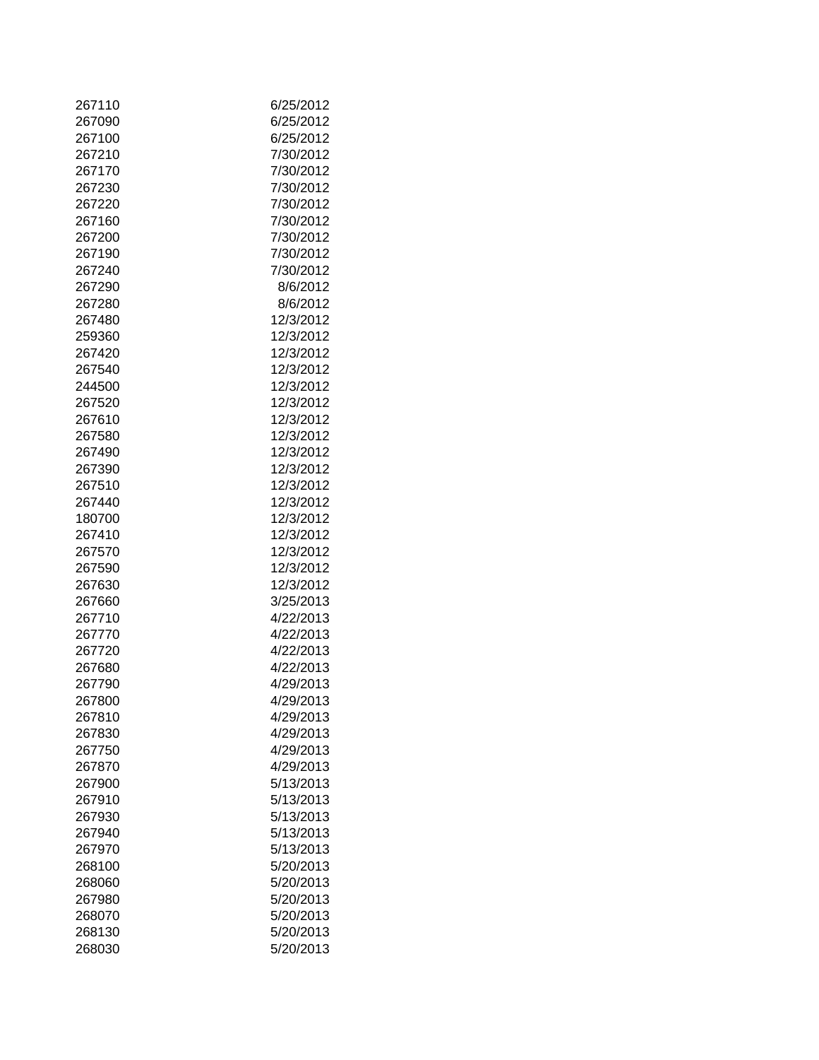| | |
|---|---|
| 267110 | 6/25/2012 |
| 267090 | 6/25/2012 |
| 267100 | 6/25/2012 |
| 267210 | 7/30/2012 |
| 267170 | 7/30/2012 |
| 267230 | 7/30/2012 |
| 267220 | 7/30/2012 |
| 267160 | 7/30/2012 |
| 267200 | 7/30/2012 |
| 267190 | 7/30/2012 |
| 267240 | 7/30/2012 |
| 267290 | 8/6/2012 |
| 267280 | 8/6/2012 |
| 267480 | 12/3/2012 |
| 259360 | 12/3/2012 |
| 267420 | 12/3/2012 |
| 267540 | 12/3/2012 |
| 244500 | 12/3/2012 |
| 267520 | 12/3/2012 |
| 267610 | 12/3/2012 |
| 267580 | 12/3/2012 |
| 267490 | 12/3/2012 |
| 267390 | 12/3/2012 |
| 267510 | 12/3/2012 |
| 267440 | 12/3/2012 |
| 180700 | 12/3/2012 |
| 267410 | 12/3/2012 |
| 267570 | 12/3/2012 |
| 267590 | 12/3/2012 |
| 267630 | 12/3/2012 |
| 267660 | 3/25/2013 |
| 267710 | 4/22/2013 |
| 267770 | 4/22/2013 |
| 267720 | 4/22/2013 |
| 267680 | 4/22/2013 |
| 267790 | 4/29/2013 |
| 267800 | 4/29/2013 |
| 267810 | 4/29/2013 |
| 267830 | 4/29/2013 |
| 267750 | 4/29/2013 |
| 267870 | 4/29/2013 |
| 267900 | 5/13/2013 |
| 267910 | 5/13/2013 |
| 267930 | 5/13/2013 |
| 267940 | 5/13/2013 |
| 267970 | 5/13/2013 |
| 268100 | 5/20/2013 |
| 268060 | 5/20/2013 |
| 267980 | 5/20/2013 |
| 268070 | 5/20/2013 |
| 268130 | 5/20/2013 |
| 268030 | 5/20/2013 |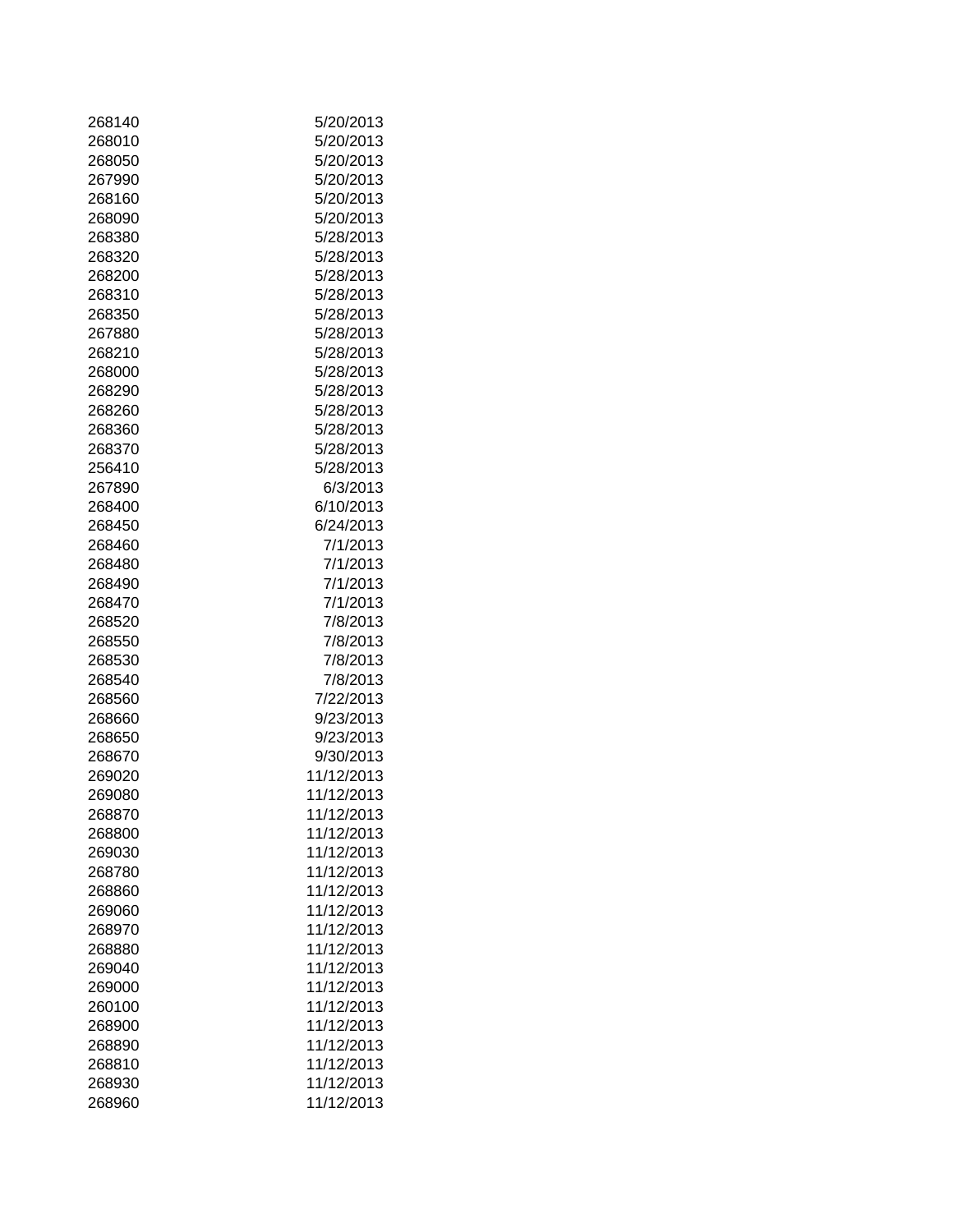| | |
|---|---|
| 268140 | 5/20/2013 |
| 268010 | 5/20/2013 |
| 268050 | 5/20/2013 |
| 267990 | 5/20/2013 |
| 268160 | 5/20/2013 |
| 268090 | 5/20/2013 |
| 268380 | 5/28/2013 |
| 268320 | 5/28/2013 |
| 268200 | 5/28/2013 |
| 268310 | 5/28/2013 |
| 268350 | 5/28/2013 |
| 267880 | 5/28/2013 |
| 268210 | 5/28/2013 |
| 268000 | 5/28/2013 |
| 268290 | 5/28/2013 |
| 268260 | 5/28/2013 |
| 268360 | 5/28/2013 |
| 268370 | 5/28/2013 |
| 256410 | 5/28/2013 |
| 267890 | 6/3/2013 |
| 268400 | 6/10/2013 |
| 268450 | 6/24/2013 |
| 268460 | 7/1/2013 |
| 268480 | 7/1/2013 |
| 268490 | 7/1/2013 |
| 268470 | 7/1/2013 |
| 268520 | 7/8/2013 |
| 268550 | 7/8/2013 |
| 268530 | 7/8/2013 |
| 268540 | 7/8/2013 |
| 268560 | 7/22/2013 |
| 268660 | 9/23/2013 |
| 268650 | 9/23/2013 |
| 268670 | 9/30/2013 |
| 269020 | 11/12/2013 |
| 269080 | 11/12/2013 |
| 268870 | 11/12/2013 |
| 268800 | 11/12/2013 |
| 269030 | 11/12/2013 |
| 268780 | 11/12/2013 |
| 268860 | 11/12/2013 |
| 269060 | 11/12/2013 |
| 268970 | 11/12/2013 |
| 268880 | 11/12/2013 |
| 269040 | 11/12/2013 |
| 269000 | 11/12/2013 |
| 260100 | 11/12/2013 |
| 268900 | 11/12/2013 |
| 268890 | 11/12/2013 |
| 268810 | 11/12/2013 |
| 268930 | 11/12/2013 |
| 268960 | 11/12/2013 |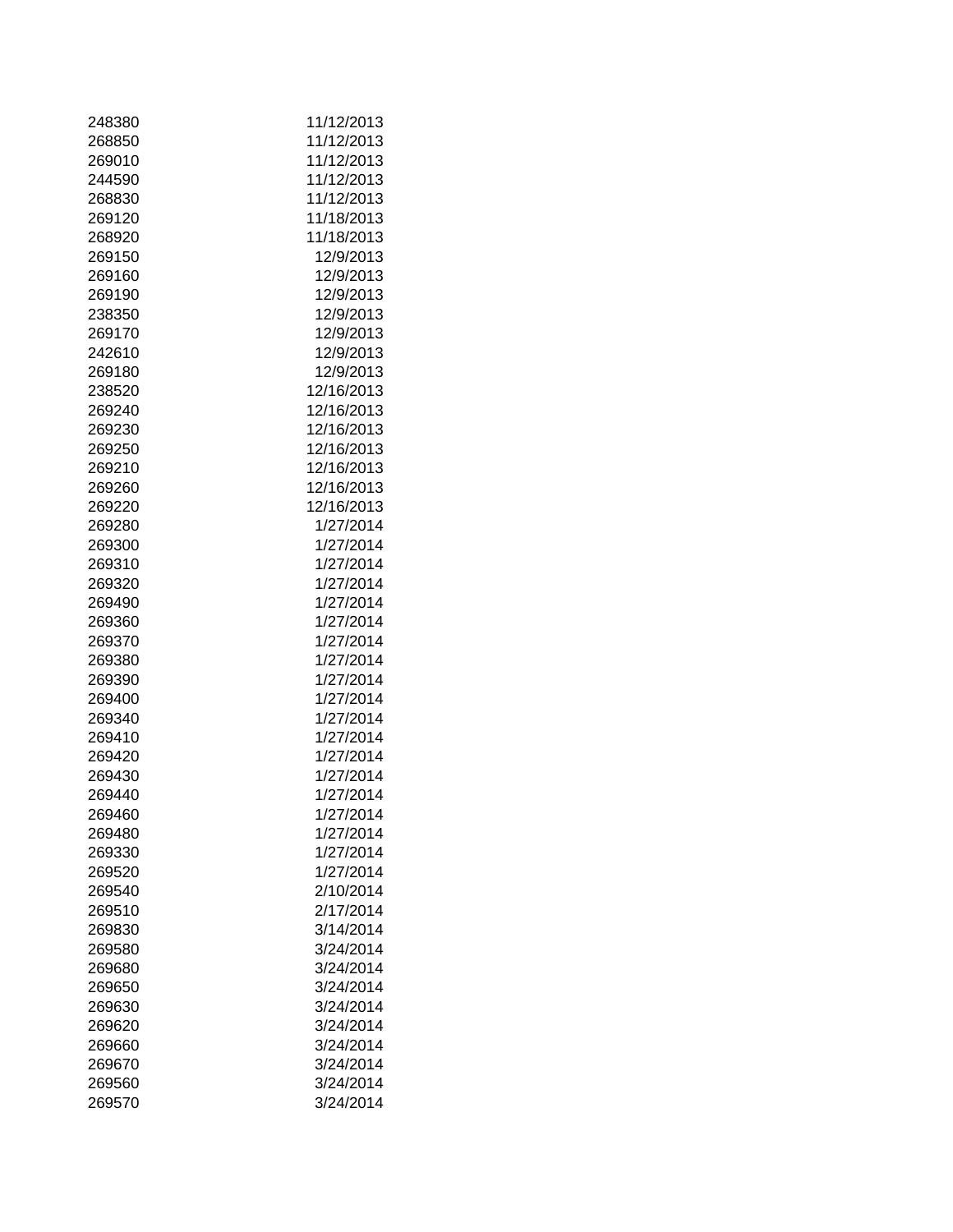| | |
|---|---|
| 248380 | 11/12/2013 |
| 268850 | 11/12/2013 |
| 269010 | 11/12/2013 |
| 244590 | 11/12/2013 |
| 268830 | 11/12/2013 |
| 269120 | 11/18/2013 |
| 268920 | 11/18/2013 |
| 269150 | 12/9/2013 |
| 269160 | 12/9/2013 |
| 269190 | 12/9/2013 |
| 238350 | 12/9/2013 |
| 269170 | 12/9/2013 |
| 242610 | 12/9/2013 |
| 269180 | 12/9/2013 |
| 238520 | 12/16/2013 |
| 269240 | 12/16/2013 |
| 269230 | 12/16/2013 |
| 269250 | 12/16/2013 |
| 269210 | 12/16/2013 |
| 269260 | 12/16/2013 |
| 269220 | 12/16/2013 |
| 269280 | 1/27/2014 |
| 269300 | 1/27/2014 |
| 269310 | 1/27/2014 |
| 269320 | 1/27/2014 |
| 269490 | 1/27/2014 |
| 269360 | 1/27/2014 |
| 269370 | 1/27/2014 |
| 269380 | 1/27/2014 |
| 269390 | 1/27/2014 |
| 269400 | 1/27/2014 |
| 269340 | 1/27/2014 |
| 269410 | 1/27/2014 |
| 269420 | 1/27/2014 |
| 269430 | 1/27/2014 |
| 269440 | 1/27/2014 |
| 269460 | 1/27/2014 |
| 269480 | 1/27/2014 |
| 269330 | 1/27/2014 |
| 269520 | 1/27/2014 |
| 269540 | 2/10/2014 |
| 269510 | 2/17/2014 |
| 269830 | 3/14/2014 |
| 269580 | 3/24/2014 |
| 269680 | 3/24/2014 |
| 269650 | 3/24/2014 |
| 269630 | 3/24/2014 |
| 269620 | 3/24/2014 |
| 269660 | 3/24/2014 |
| 269670 | 3/24/2014 |
| 269560 | 3/24/2014 |
| 269570 | 3/24/2014 |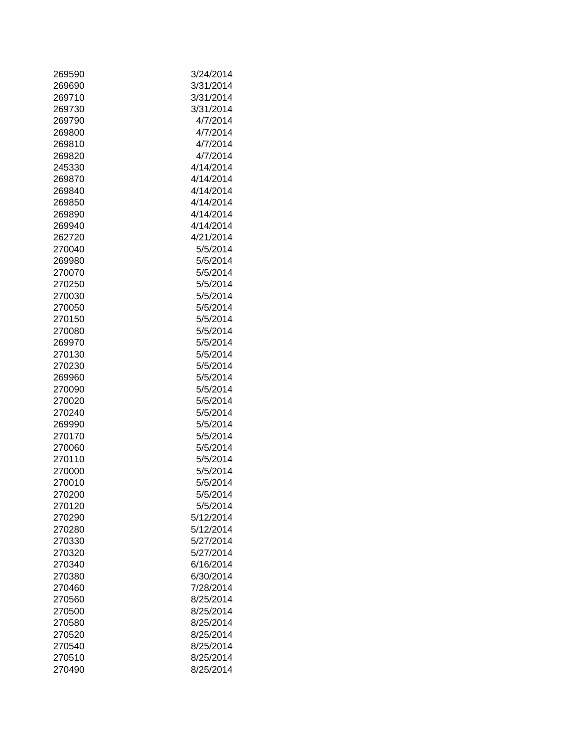| | |
|---|---|
| 269590 | 3/24/2014 |
| 269690 | 3/31/2014 |
| 269710 | 3/31/2014 |
| 269730 | 3/31/2014 |
| 269790 | 4/7/2014 |
| 269800 | 4/7/2014 |
| 269810 | 4/7/2014 |
| 269820 | 4/7/2014 |
| 245330 | 4/14/2014 |
| 269870 | 4/14/2014 |
| 269840 | 4/14/2014 |
| 269850 | 4/14/2014 |
| 269890 | 4/14/2014 |
| 269940 | 4/14/2014 |
| 262720 | 4/21/2014 |
| 270040 | 5/5/2014 |
| 269980 | 5/5/2014 |
| 270070 | 5/5/2014 |
| 270250 | 5/5/2014 |
| 270030 | 5/5/2014 |
| 270050 | 5/5/2014 |
| 270150 | 5/5/2014 |
| 270080 | 5/5/2014 |
| 269970 | 5/5/2014 |
| 270130 | 5/5/2014 |
| 270230 | 5/5/2014 |
| 269960 | 5/5/2014 |
| 270090 | 5/5/2014 |
| 270020 | 5/5/2014 |
| 270240 | 5/5/2014 |
| 269990 | 5/5/2014 |
| 270170 | 5/5/2014 |
| 270060 | 5/5/2014 |
| 270110 | 5/5/2014 |
| 270000 | 5/5/2014 |
| 270010 | 5/5/2014 |
| 270200 | 5/5/2014 |
| 270120 | 5/5/2014 |
| 270290 | 5/12/2014 |
| 270280 | 5/12/2014 |
| 270330 | 5/27/2014 |
| 270320 | 5/27/2014 |
| 270340 | 6/16/2014 |
| 270380 | 6/30/2014 |
| 270460 | 7/28/2014 |
| 270560 | 8/25/2014 |
| 270500 | 8/25/2014 |
| 270580 | 8/25/2014 |
| 270520 | 8/25/2014 |
| 270540 | 8/25/2014 |
| 270510 | 8/25/2014 |
| 270490 | 8/25/2014 |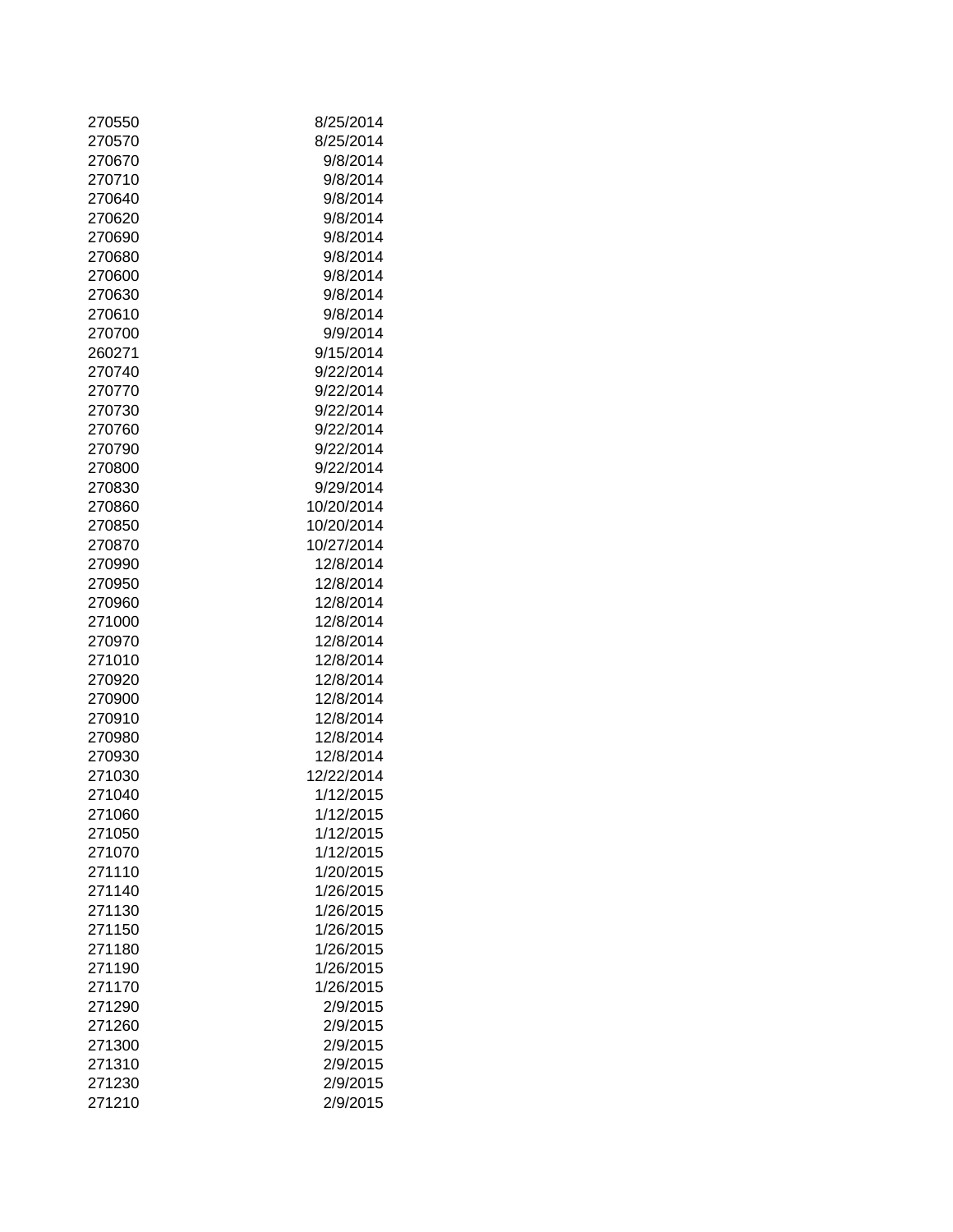| | |
|---|---|
| 270550 | 8/25/2014 |
| 270570 | 8/25/2014 |
| 270670 | 9/8/2014 |
| 270710 | 9/8/2014 |
| 270640 | 9/8/2014 |
| 270620 | 9/8/2014 |
| 270690 | 9/8/2014 |
| 270680 | 9/8/2014 |
| 270600 | 9/8/2014 |
| 270630 | 9/8/2014 |
| 270610 | 9/8/2014 |
| 270700 | 9/9/2014 |
| 260271 | 9/15/2014 |
| 270740 | 9/22/2014 |
| 270770 | 9/22/2014 |
| 270730 | 9/22/2014 |
| 270760 | 9/22/2014 |
| 270790 | 9/22/2014 |
| 270800 | 9/22/2014 |
| 270830 | 9/29/2014 |
| 270860 | 10/20/2014 |
| 270850 | 10/20/2014 |
| 270870 | 10/27/2014 |
| 270990 | 12/8/2014 |
| 270950 | 12/8/2014 |
| 270960 | 12/8/2014 |
| 271000 | 12/8/2014 |
| 270970 | 12/8/2014 |
| 271010 | 12/8/2014 |
| 270920 | 12/8/2014 |
| 270900 | 12/8/2014 |
| 270910 | 12/8/2014 |
| 270980 | 12/8/2014 |
| 270930 | 12/8/2014 |
| 271030 | 12/22/2014 |
| 271040 | 1/12/2015 |
| 271060 | 1/12/2015 |
| 271050 | 1/12/2015 |
| 271070 | 1/12/2015 |
| 271110 | 1/20/2015 |
| 271140 | 1/26/2015 |
| 271130 | 1/26/2015 |
| 271150 | 1/26/2015 |
| 271180 | 1/26/2015 |
| 271190 | 1/26/2015 |
| 271170 | 1/26/2015 |
| 271290 | 2/9/2015 |
| 271260 | 2/9/2015 |
| 271300 | 2/9/2015 |
| 271310 | 2/9/2015 |
| 271230 | 2/9/2015 |
| 271210 | 2/9/2015 |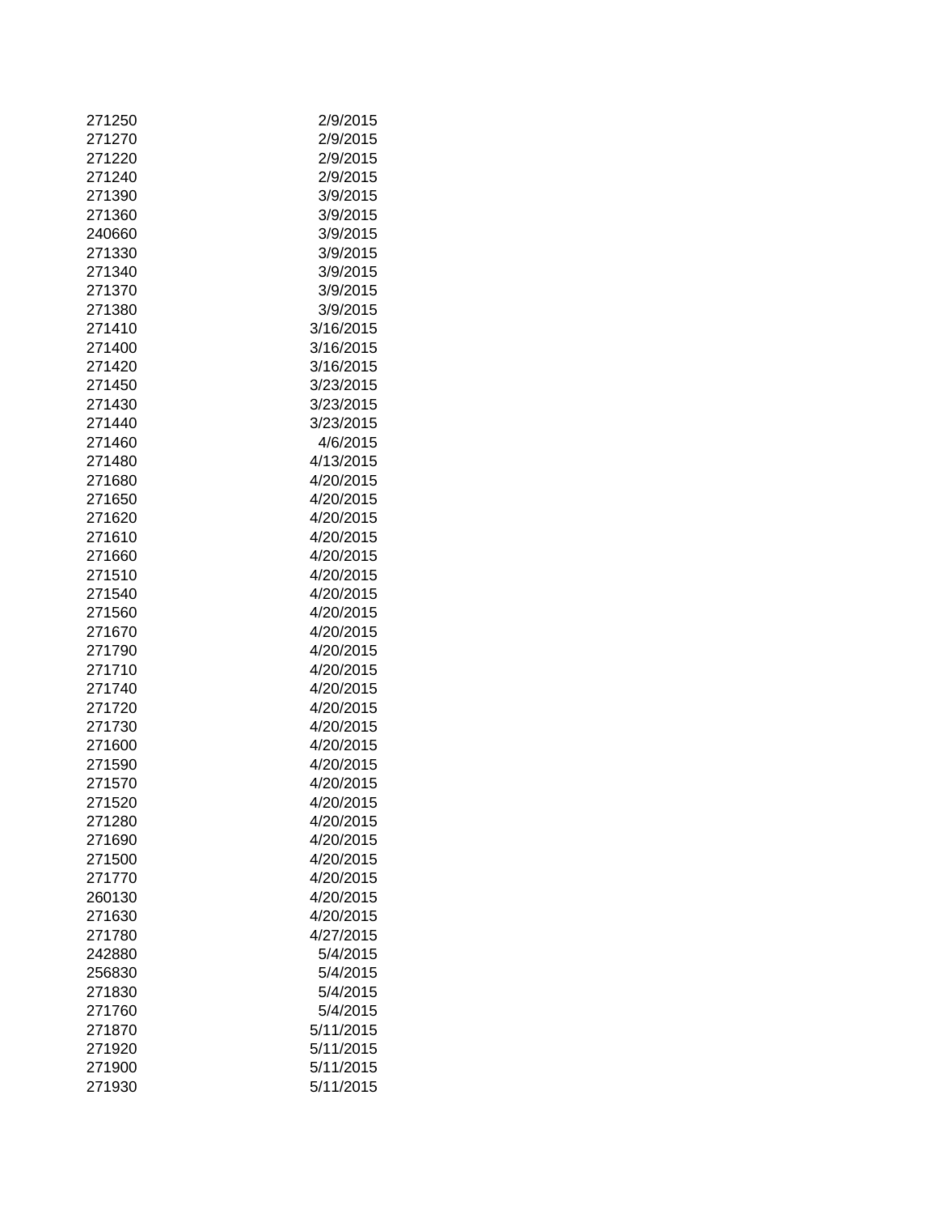| | |
|---|---|
| 271250 | 2/9/2015 |
| 271270 | 2/9/2015 |
| 271220 | 2/9/2015 |
| 271240 | 2/9/2015 |
| 271390 | 3/9/2015 |
| 271360 | 3/9/2015 |
| 240660 | 3/9/2015 |
| 271330 | 3/9/2015 |
| 271340 | 3/9/2015 |
| 271370 | 3/9/2015 |
| 271380 | 3/9/2015 |
| 271410 | 3/16/2015 |
| 271400 | 3/16/2015 |
| 271420 | 3/16/2015 |
| 271450 | 3/23/2015 |
| 271430 | 3/23/2015 |
| 271440 | 3/23/2015 |
| 271460 | 4/6/2015 |
| 271480 | 4/13/2015 |
| 271680 | 4/20/2015 |
| 271650 | 4/20/2015 |
| 271620 | 4/20/2015 |
| 271610 | 4/20/2015 |
| 271660 | 4/20/2015 |
| 271510 | 4/20/2015 |
| 271540 | 4/20/2015 |
| 271560 | 4/20/2015 |
| 271670 | 4/20/2015 |
| 271790 | 4/20/2015 |
| 271710 | 4/20/2015 |
| 271740 | 4/20/2015 |
| 271720 | 4/20/2015 |
| 271730 | 4/20/2015 |
| 271600 | 4/20/2015 |
| 271590 | 4/20/2015 |
| 271570 | 4/20/2015 |
| 271520 | 4/20/2015 |
| 271280 | 4/20/2015 |
| 271690 | 4/20/2015 |
| 271500 | 4/20/2015 |
| 271770 | 4/20/2015 |
| 260130 | 4/20/2015 |
| 271630 | 4/20/2015 |
| 271780 | 4/27/2015 |
| 242880 | 5/4/2015 |
| 256830 | 5/4/2015 |
| 271830 | 5/4/2015 |
| 271760 | 5/4/2015 |
| 271870 | 5/11/2015 |
| 271920 | 5/11/2015 |
| 271900 | 5/11/2015 |
| 271930 | 5/11/2015 |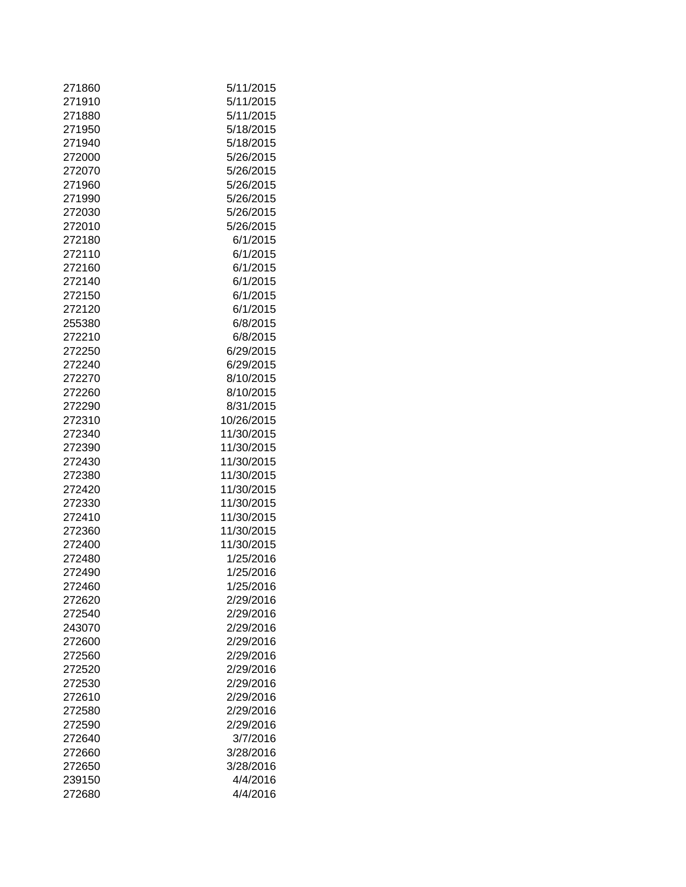| | |
|---|---|
| 271860 | 5/11/2015 |
| 271910 | 5/11/2015 |
| 271880 | 5/11/2015 |
| 271950 | 5/18/2015 |
| 271940 | 5/18/2015 |
| 272000 | 5/26/2015 |
| 272070 | 5/26/2015 |
| 271960 | 5/26/2015 |
| 271990 | 5/26/2015 |
| 272030 | 5/26/2015 |
| 272010 | 5/26/2015 |
| 272180 | 6/1/2015 |
| 272110 | 6/1/2015 |
| 272160 | 6/1/2015 |
| 272140 | 6/1/2015 |
| 272150 | 6/1/2015 |
| 272120 | 6/1/2015 |
| 255380 | 6/8/2015 |
| 272210 | 6/8/2015 |
| 272250 | 6/29/2015 |
| 272240 | 6/29/2015 |
| 272270 | 8/10/2015 |
| 272260 | 8/10/2015 |
| 272290 | 8/31/2015 |
| 272310 | 10/26/2015 |
| 272340 | 11/30/2015 |
| 272390 | 11/30/2015 |
| 272430 | 11/30/2015 |
| 272380 | 11/30/2015 |
| 272420 | 11/30/2015 |
| 272330 | 11/30/2015 |
| 272410 | 11/30/2015 |
| 272360 | 11/30/2015 |
| 272400 | 11/30/2015 |
| 272480 | 1/25/2016 |
| 272490 | 1/25/2016 |
| 272460 | 1/25/2016 |
| 272620 | 2/29/2016 |
| 272540 | 2/29/2016 |
| 243070 | 2/29/2016 |
| 272600 | 2/29/2016 |
| 272560 | 2/29/2016 |
| 272520 | 2/29/2016 |
| 272530 | 2/29/2016 |
| 272610 | 2/29/2016 |
| 272580 | 2/29/2016 |
| 272590 | 2/29/2016 |
| 272640 | 3/7/2016 |
| 272660 | 3/28/2016 |
| 272650 | 3/28/2016 |
| 239150 | 4/4/2016 |
| 272680 | 4/4/2016 |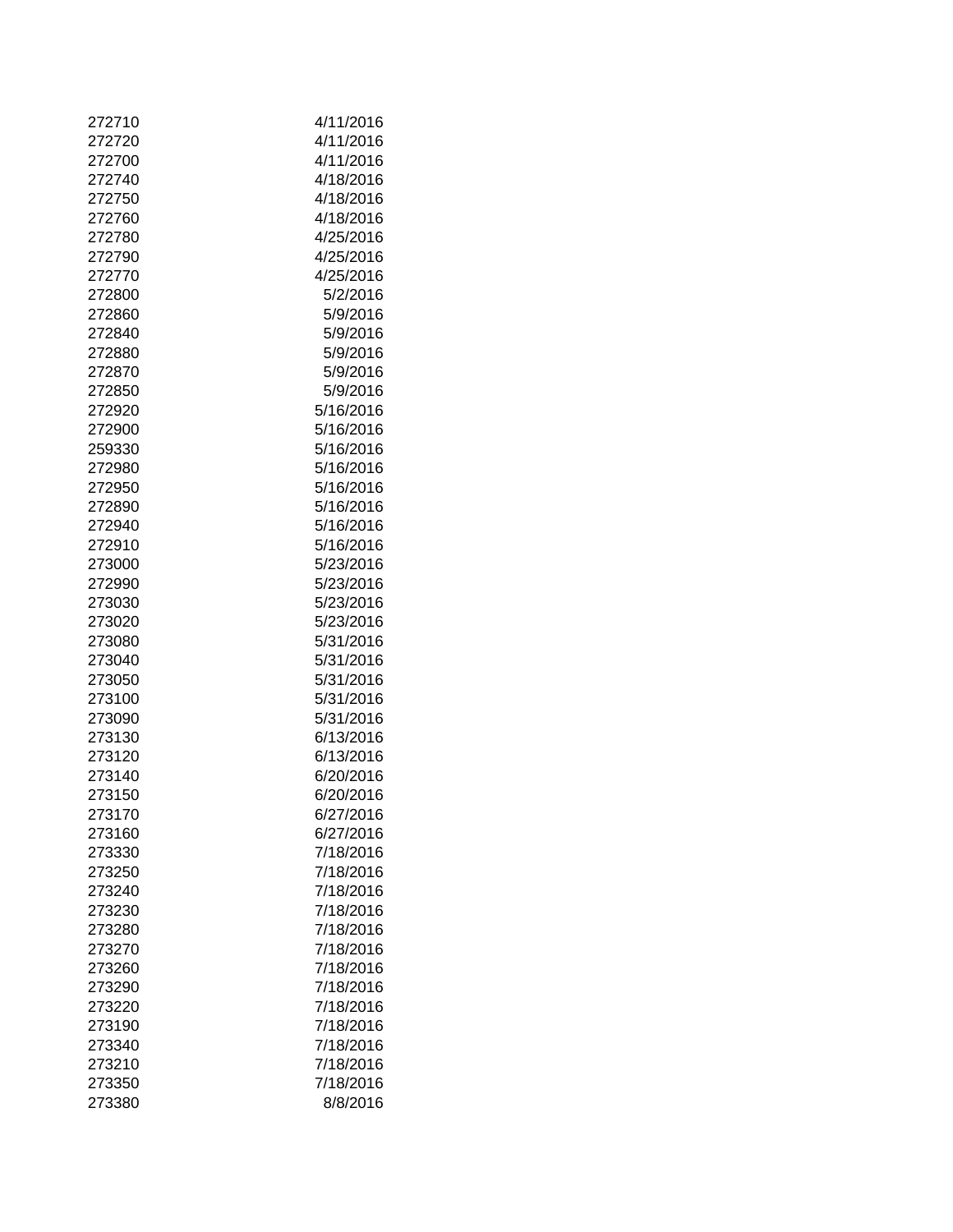| | |
|---|---|
| 272710 | 4/11/2016 |
| 272720 | 4/11/2016 |
| 272700 | 4/11/2016 |
| 272740 | 4/18/2016 |
| 272750 | 4/18/2016 |
| 272760 | 4/18/2016 |
| 272780 | 4/25/2016 |
| 272790 | 4/25/2016 |
| 272770 | 4/25/2016 |
| 272800 | 5/2/2016 |
| 272860 | 5/9/2016 |
| 272840 | 5/9/2016 |
| 272880 | 5/9/2016 |
| 272870 | 5/9/2016 |
| 272850 | 5/9/2016 |
| 272920 | 5/16/2016 |
| 272900 | 5/16/2016 |
| 259330 | 5/16/2016 |
| 272980 | 5/16/2016 |
| 272950 | 5/16/2016 |
| 272890 | 5/16/2016 |
| 272940 | 5/16/2016 |
| 272910 | 5/16/2016 |
| 273000 | 5/23/2016 |
| 272990 | 5/23/2016 |
| 273030 | 5/23/2016 |
| 273020 | 5/23/2016 |
| 273080 | 5/31/2016 |
| 273040 | 5/31/2016 |
| 273050 | 5/31/2016 |
| 273100 | 5/31/2016 |
| 273090 | 5/31/2016 |
| 273130 | 6/13/2016 |
| 273120 | 6/13/2016 |
| 273140 | 6/20/2016 |
| 273150 | 6/20/2016 |
| 273170 | 6/27/2016 |
| 273160 | 6/27/2016 |
| 273330 | 7/18/2016 |
| 273250 | 7/18/2016 |
| 273240 | 7/18/2016 |
| 273230 | 7/18/2016 |
| 273280 | 7/18/2016 |
| 273270 | 7/18/2016 |
| 273260 | 7/18/2016 |
| 273290 | 7/18/2016 |
| 273220 | 7/18/2016 |
| 273190 | 7/18/2016 |
| 273340 | 7/18/2016 |
| 273210 | 7/18/2016 |
| 273350 | 7/18/2016 |
| 273380 | 8/8/2016 |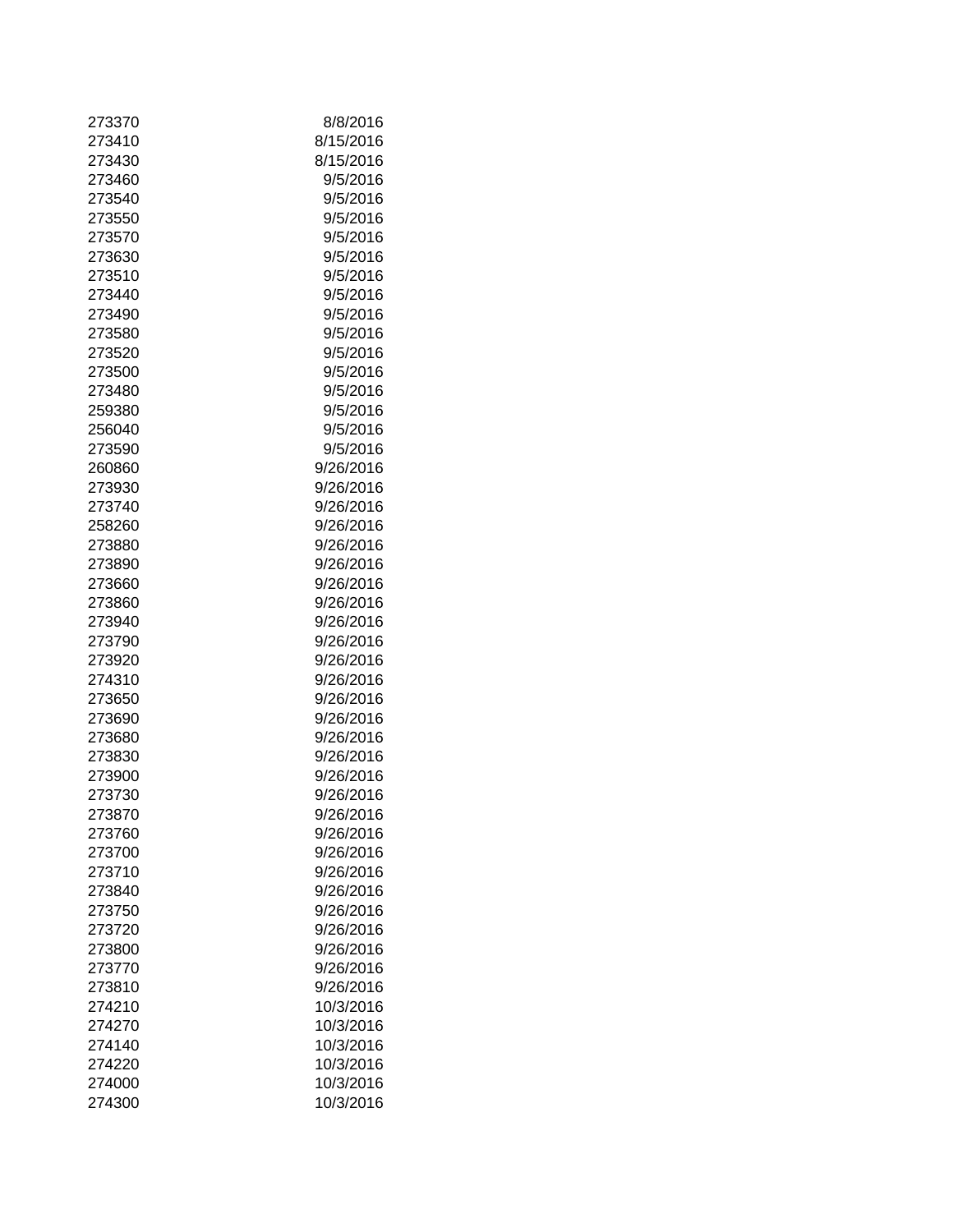| | |
|---|---|
| 273370 | 8/8/2016 |
| 273410 | 8/15/2016 |
| 273430 | 8/15/2016 |
| 273460 | 9/5/2016 |
| 273540 | 9/5/2016 |
| 273550 | 9/5/2016 |
| 273570 | 9/5/2016 |
| 273630 | 9/5/2016 |
| 273510 | 9/5/2016 |
| 273440 | 9/5/2016 |
| 273490 | 9/5/2016 |
| 273580 | 9/5/2016 |
| 273520 | 9/5/2016 |
| 273500 | 9/5/2016 |
| 273480 | 9/5/2016 |
| 259380 | 9/5/2016 |
| 256040 | 9/5/2016 |
| 273590 | 9/5/2016 |
| 260860 | 9/26/2016 |
| 273930 | 9/26/2016 |
| 273740 | 9/26/2016 |
| 258260 | 9/26/2016 |
| 273880 | 9/26/2016 |
| 273890 | 9/26/2016 |
| 273660 | 9/26/2016 |
| 273860 | 9/26/2016 |
| 273940 | 9/26/2016 |
| 273790 | 9/26/2016 |
| 273920 | 9/26/2016 |
| 274310 | 9/26/2016 |
| 273650 | 9/26/2016 |
| 273690 | 9/26/2016 |
| 273680 | 9/26/2016 |
| 273830 | 9/26/2016 |
| 273900 | 9/26/2016 |
| 273730 | 9/26/2016 |
| 273870 | 9/26/2016 |
| 273760 | 9/26/2016 |
| 273700 | 9/26/2016 |
| 273710 | 9/26/2016 |
| 273840 | 9/26/2016 |
| 273750 | 9/26/2016 |
| 273720 | 9/26/2016 |
| 273800 | 9/26/2016 |
| 273770 | 9/26/2016 |
| 273810 | 9/26/2016 |
| 274210 | 10/3/2016 |
| 274270 | 10/3/2016 |
| 274140 | 10/3/2016 |
| 274220 | 10/3/2016 |
| 274000 | 10/3/2016 |
| 274300 | 10/3/2016 |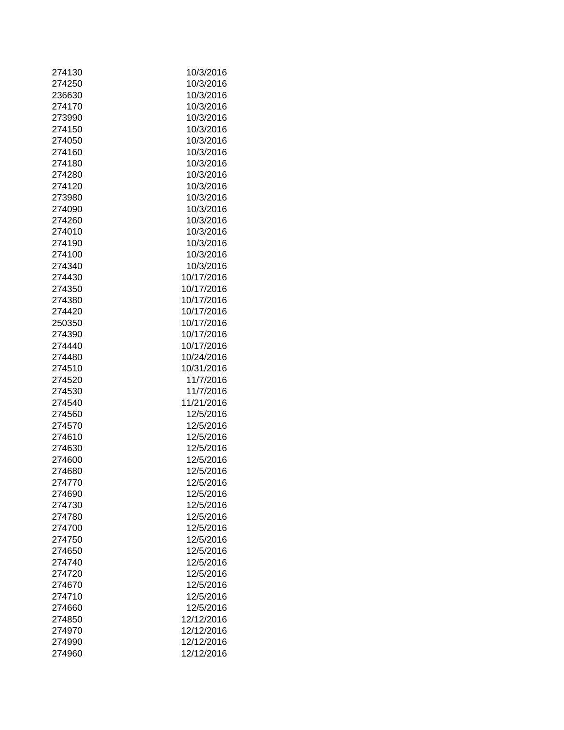| | |
|---|---|
| 274130 | 10/3/2016 |
| 274250 | 10/3/2016 |
| 236630 | 10/3/2016 |
| 274170 | 10/3/2016 |
| 273990 | 10/3/2016 |
| 274150 | 10/3/2016 |
| 274050 | 10/3/2016 |
| 274160 | 10/3/2016 |
| 274180 | 10/3/2016 |
| 274280 | 10/3/2016 |
| 274120 | 10/3/2016 |
| 273980 | 10/3/2016 |
| 274090 | 10/3/2016 |
| 274260 | 10/3/2016 |
| 274010 | 10/3/2016 |
| 274190 | 10/3/2016 |
| 274100 | 10/3/2016 |
| 274340 | 10/3/2016 |
| 274430 | 10/17/2016 |
| 274350 | 10/17/2016 |
| 274380 | 10/17/2016 |
| 274420 | 10/17/2016 |
| 250350 | 10/17/2016 |
| 274390 | 10/17/2016 |
| 274440 | 10/17/2016 |
| 274480 | 10/24/2016 |
| 274510 | 10/31/2016 |
| 274520 | 11/7/2016 |
| 274530 | 11/7/2016 |
| 274540 | 11/21/2016 |
| 274560 | 12/5/2016 |
| 274570 | 12/5/2016 |
| 274610 | 12/5/2016 |
| 274630 | 12/5/2016 |
| 274600 | 12/5/2016 |
| 274680 | 12/5/2016 |
| 274770 | 12/5/2016 |
| 274690 | 12/5/2016 |
| 274730 | 12/5/2016 |
| 274780 | 12/5/2016 |
| 274700 | 12/5/2016 |
| 274750 | 12/5/2016 |
| 274650 | 12/5/2016 |
| 274740 | 12/5/2016 |
| 274720 | 12/5/2016 |
| 274670 | 12/5/2016 |
| 274710 | 12/5/2016 |
| 274660 | 12/5/2016 |
| 274850 | 12/12/2016 |
| 274970 | 12/12/2016 |
| 274990 | 12/12/2016 |
| 274960 | 12/12/2016 |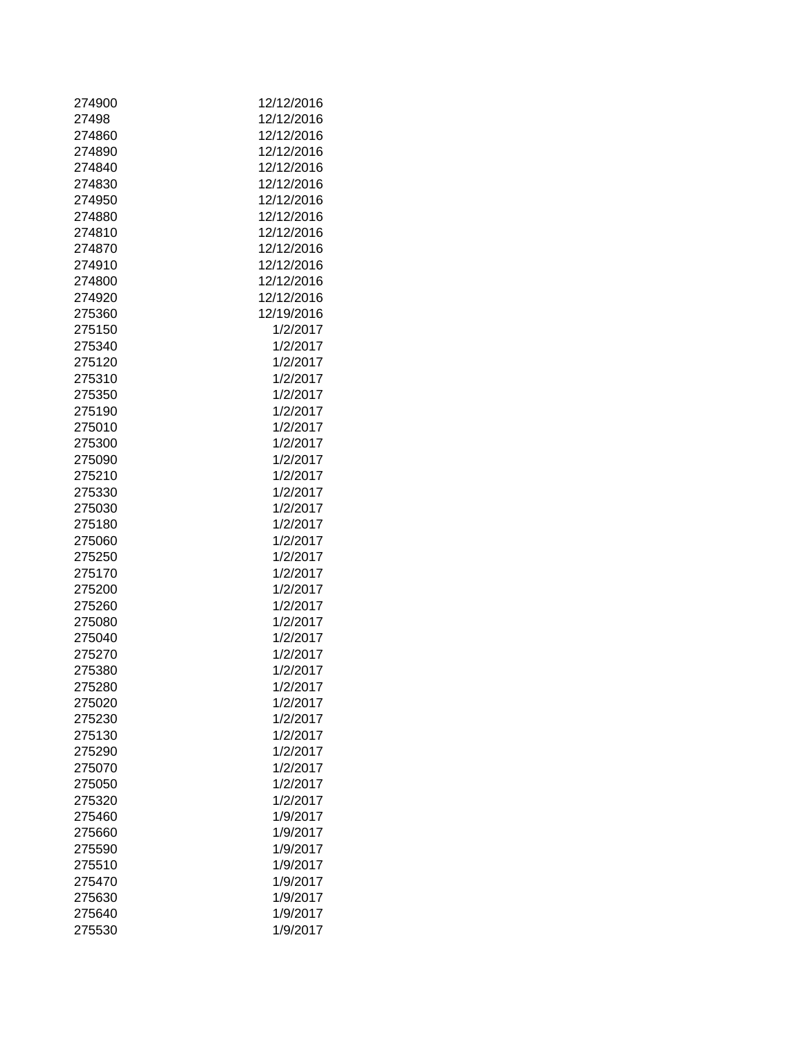| | |
|---|---|
| 274900 | 12/12/2016 |
| 27498 | 12/12/2016 |
| 274860 | 12/12/2016 |
| 274890 | 12/12/2016 |
| 274840 | 12/12/2016 |
| 274830 | 12/12/2016 |
| 274950 | 12/12/2016 |
| 274880 | 12/12/2016 |
| 274810 | 12/12/2016 |
| 274870 | 12/12/2016 |
| 274910 | 12/12/2016 |
| 274800 | 12/12/2016 |
| 274920 | 12/12/2016 |
| 275360 | 12/19/2016 |
| 275150 | 1/2/2017 |
| 275340 | 1/2/2017 |
| 275120 | 1/2/2017 |
| 275310 | 1/2/2017 |
| 275350 | 1/2/2017 |
| 275190 | 1/2/2017 |
| 275010 | 1/2/2017 |
| 275300 | 1/2/2017 |
| 275090 | 1/2/2017 |
| 275210 | 1/2/2017 |
| 275330 | 1/2/2017 |
| 275030 | 1/2/2017 |
| 275180 | 1/2/2017 |
| 275060 | 1/2/2017 |
| 275250 | 1/2/2017 |
| 275170 | 1/2/2017 |
| 275200 | 1/2/2017 |
| 275260 | 1/2/2017 |
| 275080 | 1/2/2017 |
| 275040 | 1/2/2017 |
| 275270 | 1/2/2017 |
| 275380 | 1/2/2017 |
| 275280 | 1/2/2017 |
| 275020 | 1/2/2017 |
| 275230 | 1/2/2017 |
| 275130 | 1/2/2017 |
| 275290 | 1/2/2017 |
| 275070 | 1/2/2017 |
| 275050 | 1/2/2017 |
| 275320 | 1/2/2017 |
| 275460 | 1/9/2017 |
| 275660 | 1/9/2017 |
| 275590 | 1/9/2017 |
| 275510 | 1/9/2017 |
| 275470 | 1/9/2017 |
| 275630 | 1/9/2017 |
| 275640 | 1/9/2017 |
| 275530 | 1/9/2017 |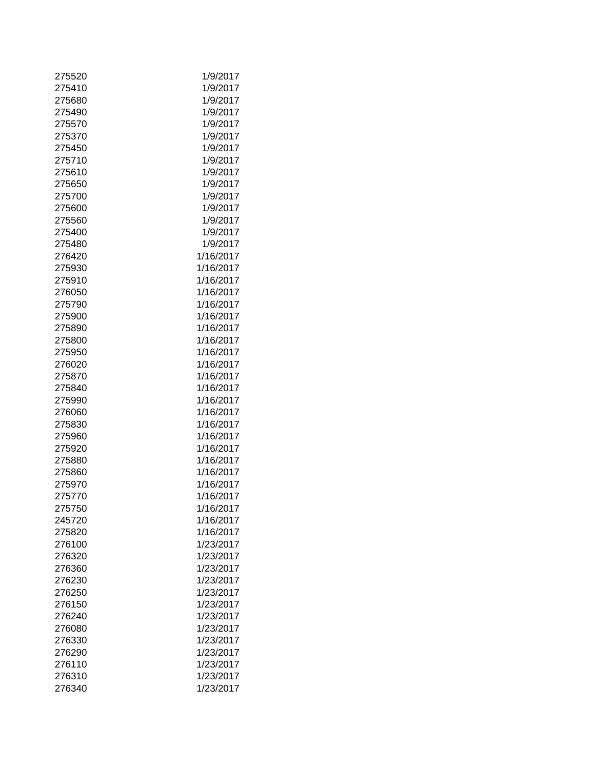| | |
|---|---|
| 275520 | 1/9/2017 |
| 275410 | 1/9/2017 |
| 275680 | 1/9/2017 |
| 275490 | 1/9/2017 |
| 275570 | 1/9/2017 |
| 275370 | 1/9/2017 |
| 275450 | 1/9/2017 |
| 275710 | 1/9/2017 |
| 275610 | 1/9/2017 |
| 275650 | 1/9/2017 |
| 275700 | 1/9/2017 |
| 275600 | 1/9/2017 |
| 275560 | 1/9/2017 |
| 275400 | 1/9/2017 |
| 275480 | 1/9/2017 |
| 276420 | 1/16/2017 |
| 275930 | 1/16/2017 |
| 275910 | 1/16/2017 |
| 276050 | 1/16/2017 |
| 275790 | 1/16/2017 |
| 275900 | 1/16/2017 |
| 275890 | 1/16/2017 |
| 275800 | 1/16/2017 |
| 275950 | 1/16/2017 |
| 276020 | 1/16/2017 |
| 275870 | 1/16/2017 |
| 275840 | 1/16/2017 |
| 275990 | 1/16/2017 |
| 276060 | 1/16/2017 |
| 275830 | 1/16/2017 |
| 275960 | 1/16/2017 |
| 275920 | 1/16/2017 |
| 275880 | 1/16/2017 |
| 275860 | 1/16/2017 |
| 275970 | 1/16/2017 |
| 275770 | 1/16/2017 |
| 275750 | 1/16/2017 |
| 245720 | 1/16/2017 |
| 275820 | 1/16/2017 |
| 276100 | 1/23/2017 |
| 276320 | 1/23/2017 |
| 276360 | 1/23/2017 |
| 276230 | 1/23/2017 |
| 276250 | 1/23/2017 |
| 276150 | 1/23/2017 |
| 276240 | 1/23/2017 |
| 276080 | 1/23/2017 |
| 276330 | 1/23/2017 |
| 276290 | 1/23/2017 |
| 276110 | 1/23/2017 |
| 276310 | 1/23/2017 |
| 276340 | 1/23/2017 |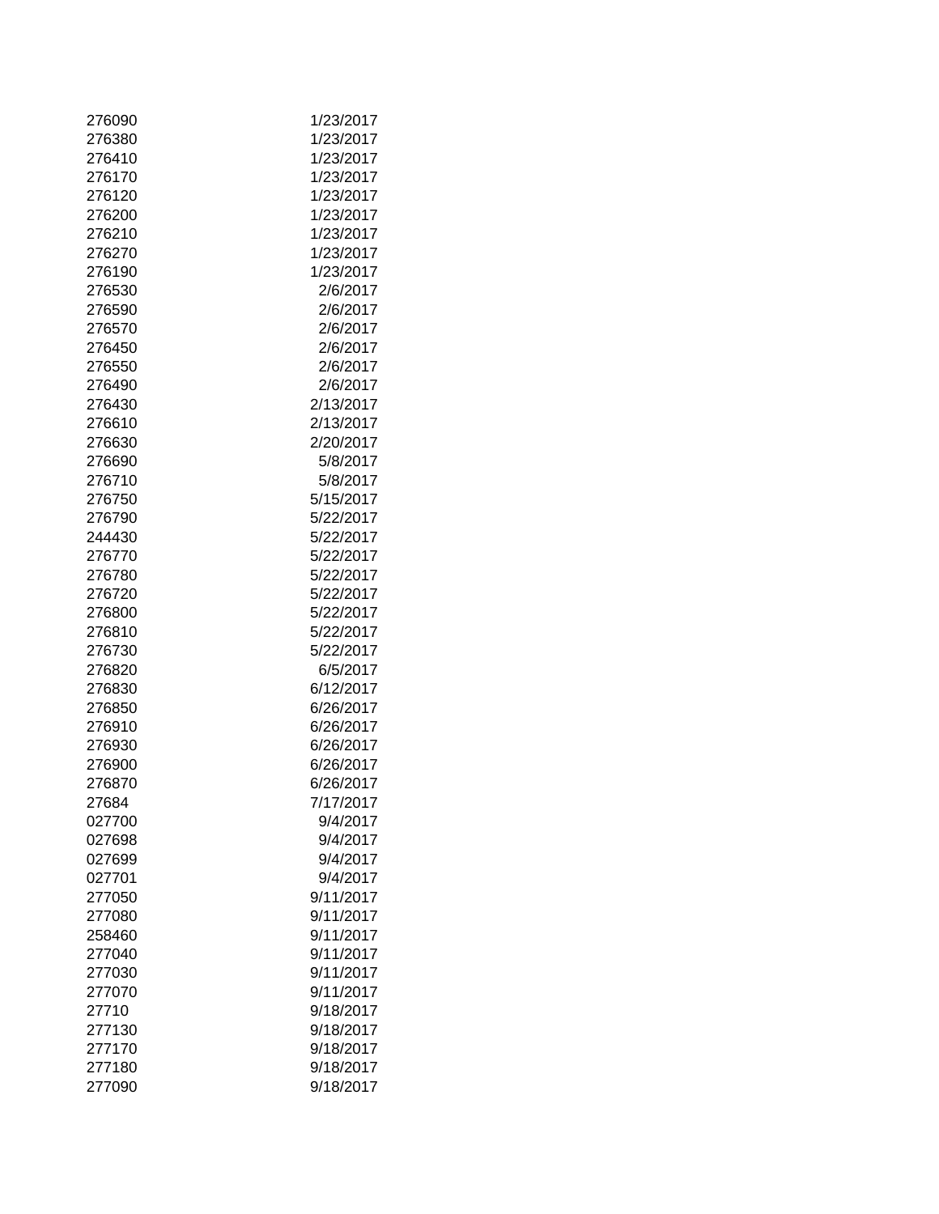| | |
|---|---|
| 276090 | 1/23/2017 |
| 276380 | 1/23/2017 |
| 276410 | 1/23/2017 |
| 276170 | 1/23/2017 |
| 276120 | 1/23/2017 |
| 276200 | 1/23/2017 |
| 276210 | 1/23/2017 |
| 276270 | 1/23/2017 |
| 276190 | 1/23/2017 |
| 276530 | 2/6/2017 |
| 276590 | 2/6/2017 |
| 276570 | 2/6/2017 |
| 276450 | 2/6/2017 |
| 276550 | 2/6/2017 |
| 276490 | 2/6/2017 |
| 276430 | 2/13/2017 |
| 276610 | 2/13/2017 |
| 276630 | 2/20/2017 |
| 276690 | 5/8/2017 |
| 276710 | 5/8/2017 |
| 276750 | 5/15/2017 |
| 276790 | 5/22/2017 |
| 244430 | 5/22/2017 |
| 276770 | 5/22/2017 |
| 276780 | 5/22/2017 |
| 276720 | 5/22/2017 |
| 276800 | 5/22/2017 |
| 276810 | 5/22/2017 |
| 276730 | 5/22/2017 |
| 276820 | 6/5/2017 |
| 276830 | 6/12/2017 |
| 276850 | 6/26/2017 |
| 276910 | 6/26/2017 |
| 276930 | 6/26/2017 |
| 276900 | 6/26/2017 |
| 276870 | 6/26/2017 |
| 27684 | 7/17/2017 |
| 027700 | 9/4/2017 |
| 027698 | 9/4/2017 |
| 027699 | 9/4/2017 |
| 027701 | 9/4/2017 |
| 277050 | 9/11/2017 |
| 277080 | 9/11/2017 |
| 258460 | 9/11/2017 |
| 277040 | 9/11/2017 |
| 277030 | 9/11/2017 |
| 277070 | 9/11/2017 |
| 27710 | 9/18/2017 |
| 277130 | 9/18/2017 |
| 277170 | 9/18/2017 |
| 277180 | 9/18/2017 |
| 277090 | 9/18/2017 |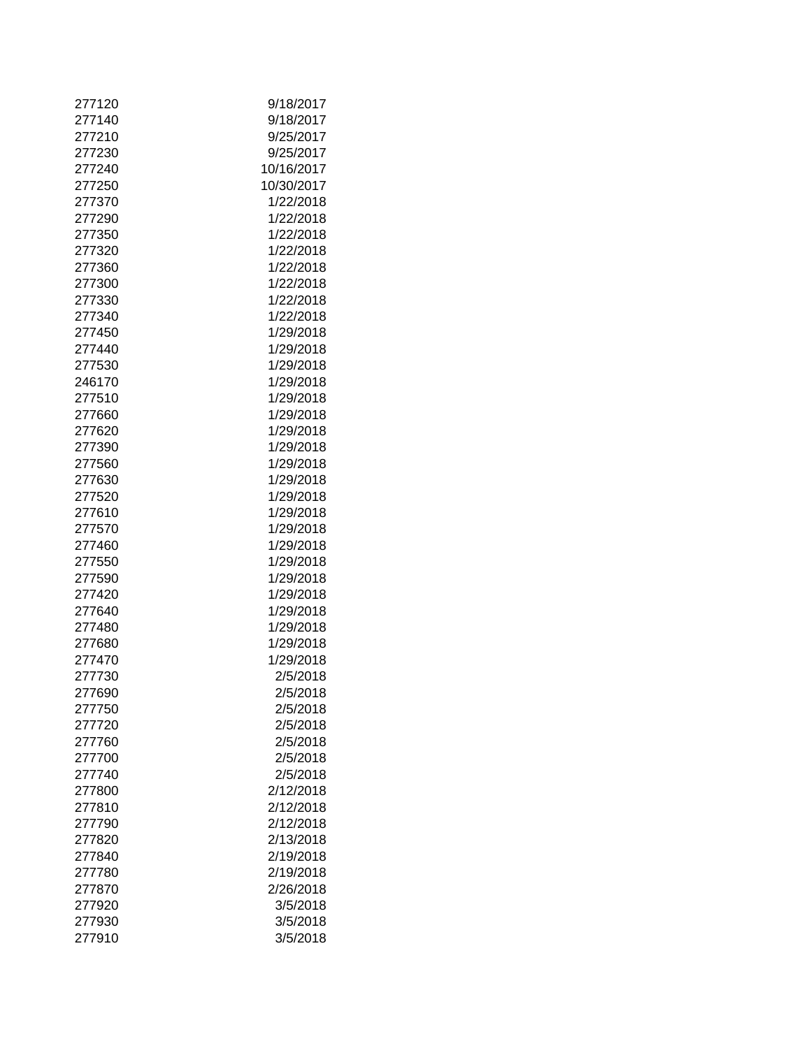| | |
|---|---|
| 277120 | 9/18/2017 |
| 277140 | 9/18/2017 |
| 277210 | 9/25/2017 |
| 277230 | 9/25/2017 |
| 277240 | 10/16/2017 |
| 277250 | 10/30/2017 |
| 277370 | 1/22/2018 |
| 277290 | 1/22/2018 |
| 277350 | 1/22/2018 |
| 277320 | 1/22/2018 |
| 277360 | 1/22/2018 |
| 277300 | 1/22/2018 |
| 277330 | 1/22/2018 |
| 277340 | 1/22/2018 |
| 277450 | 1/29/2018 |
| 277440 | 1/29/2018 |
| 277530 | 1/29/2018 |
| 246170 | 1/29/2018 |
| 277510 | 1/29/2018 |
| 277660 | 1/29/2018 |
| 277620 | 1/29/2018 |
| 277390 | 1/29/2018 |
| 277560 | 1/29/2018 |
| 277630 | 1/29/2018 |
| 277520 | 1/29/2018 |
| 277610 | 1/29/2018 |
| 277570 | 1/29/2018 |
| 277460 | 1/29/2018 |
| 277550 | 1/29/2018 |
| 277590 | 1/29/2018 |
| 277420 | 1/29/2018 |
| 277640 | 1/29/2018 |
| 277480 | 1/29/2018 |
| 277680 | 1/29/2018 |
| 277470 | 1/29/2018 |
| 277730 | 2/5/2018 |
| 277690 | 2/5/2018 |
| 277750 | 2/5/2018 |
| 277720 | 2/5/2018 |
| 277760 | 2/5/2018 |
| 277700 | 2/5/2018 |
| 277740 | 2/5/2018 |
| 277800 | 2/12/2018 |
| 277810 | 2/12/2018 |
| 277790 | 2/12/2018 |
| 277820 | 2/13/2018 |
| 277840 | 2/19/2018 |
| 277780 | 2/19/2018 |
| 277870 | 2/26/2018 |
| 277920 | 3/5/2018 |
| 277930 | 3/5/2018 |
| 277910 | 3/5/2018 |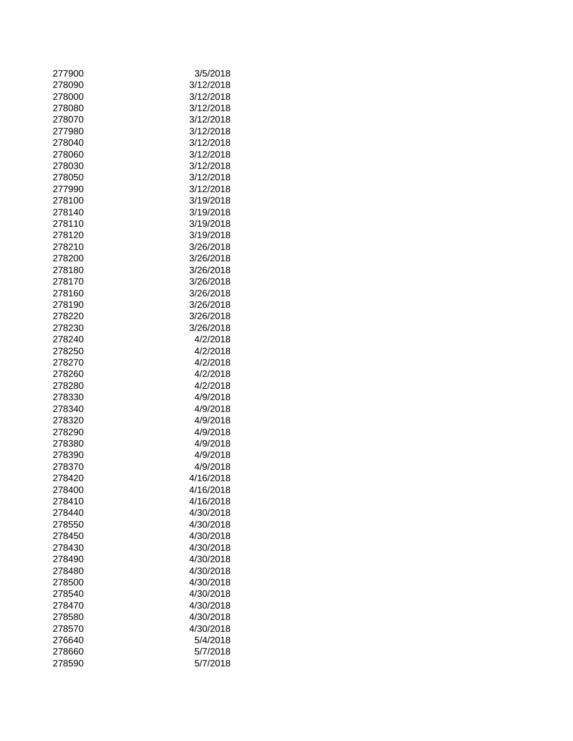| | |
|---|---|
| 277900 | 3/5/2018 |
| 278090 | 3/12/2018 |
| 278000 | 3/12/2018 |
| 278080 | 3/12/2018 |
| 278070 | 3/12/2018 |
| 277980 | 3/12/2018 |
| 278040 | 3/12/2018 |
| 278060 | 3/12/2018 |
| 278030 | 3/12/2018 |
| 278050 | 3/12/2018 |
| 277990 | 3/12/2018 |
| 278100 | 3/19/2018 |
| 278140 | 3/19/2018 |
| 278110 | 3/19/2018 |
| 278120 | 3/19/2018 |
| 278210 | 3/26/2018 |
| 278200 | 3/26/2018 |
| 278180 | 3/26/2018 |
| 278170 | 3/26/2018 |
| 278160 | 3/26/2018 |
| 278190 | 3/26/2018 |
| 278220 | 3/26/2018 |
| 278230 | 3/26/2018 |
| 278240 | 4/2/2018 |
| 278250 | 4/2/2018 |
| 278270 | 4/2/2018 |
| 278260 | 4/2/2018 |
| 278280 | 4/2/2018 |
| 278330 | 4/9/2018 |
| 278340 | 4/9/2018 |
| 278320 | 4/9/2018 |
| 278290 | 4/9/2018 |
| 278380 | 4/9/2018 |
| 278390 | 4/9/2018 |
| 278370 | 4/9/2018 |
| 278420 | 4/16/2018 |
| 278400 | 4/16/2018 |
| 278410 | 4/16/2018 |
| 278440 | 4/30/2018 |
| 278550 | 4/30/2018 |
| 278450 | 4/30/2018 |
| 278430 | 4/30/2018 |
| 278490 | 4/30/2018 |
| 278480 | 4/30/2018 |
| 278500 | 4/30/2018 |
| 278540 | 4/30/2018 |
| 278470 | 4/30/2018 |
| 278580 | 4/30/2018 |
| 278570 | 4/30/2018 |
| 276640 | 5/4/2018 |
| 278660 | 5/7/2018 |
| 278590 | 5/7/2018 |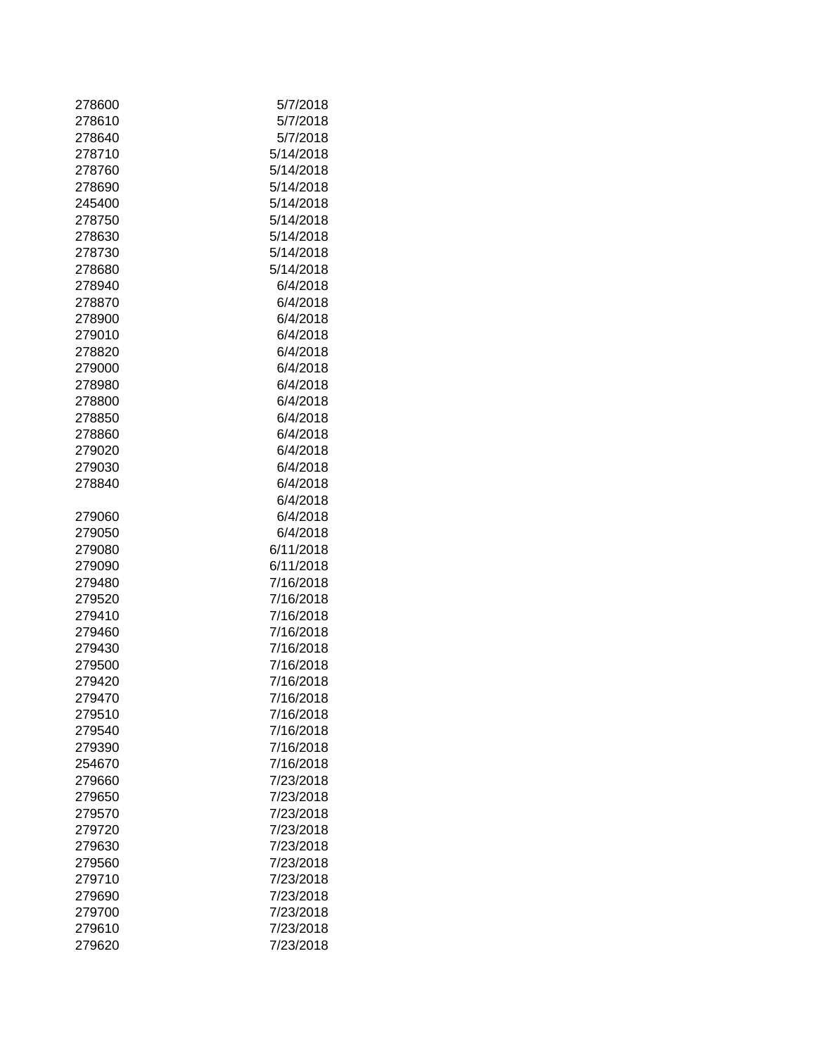| | |
|---|---|
| 278600 | 5/7/2018 |
| 278610 | 5/7/2018 |
| 278640 | 5/7/2018 |
| 278710 | 5/14/2018 |
| 278760 | 5/14/2018 |
| 278690 | 5/14/2018 |
| 245400 | 5/14/2018 |
| 278750 | 5/14/2018 |
| 278630 | 5/14/2018 |
| 278730 | 5/14/2018 |
| 278680 | 5/14/2018 |
| 278940 | 6/4/2018 |
| 278870 | 6/4/2018 |
| 278900 | 6/4/2018 |
| 279010 | 6/4/2018 |
| 278820 | 6/4/2018 |
| 279000 | 6/4/2018 |
| 278980 | 6/4/2018 |
| 278800 | 6/4/2018 |
| 278850 | 6/4/2018 |
| 278860 | 6/4/2018 |
| 279020 | 6/4/2018 |
| 279030 | 6/4/2018 |
| 278840 | 6/4/2018 |
| | 6/4/2018 |
| 279060 | 6/4/2018 |
| 279050 | 6/4/2018 |
| 279080 | 6/11/2018 |
| 279090 | 6/11/2018 |
| 279480 | 7/16/2018 |
| 279520 | 7/16/2018 |
| 279410 | 7/16/2018 |
| 279460 | 7/16/2018 |
| 279430 | 7/16/2018 |
| 279500 | 7/16/2018 |
| 279420 | 7/16/2018 |
| 279470 | 7/16/2018 |
| 279510 | 7/16/2018 |
| 279540 | 7/16/2018 |
| 279390 | 7/16/2018 |
| 254670 | 7/16/2018 |
| 279660 | 7/23/2018 |
| 279650 | 7/23/2018 |
| 279570 | 7/23/2018 |
| 279720 | 7/23/2018 |
| 279630 | 7/23/2018 |
| 279560 | 7/23/2018 |
| 279710 | 7/23/2018 |
| 279690 | 7/23/2018 |
| 279700 | 7/23/2018 |
| 279610 | 7/23/2018 |
| 279620 | 7/23/2018 |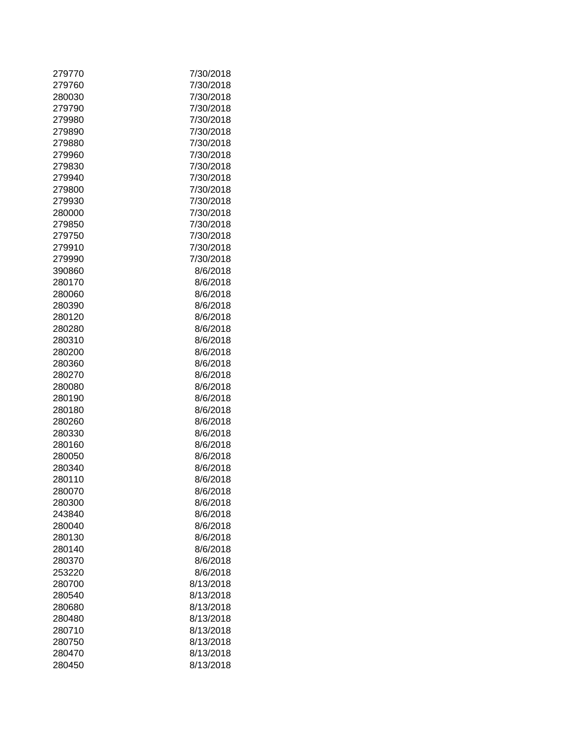| | |
|---|---|
| 279770 | 7/30/2018 |
| 279760 | 7/30/2018 |
| 280030 | 7/30/2018 |
| 279790 | 7/30/2018 |
| 279980 | 7/30/2018 |
| 279890 | 7/30/2018 |
| 279880 | 7/30/2018 |
| 279960 | 7/30/2018 |
| 279830 | 7/30/2018 |
| 279940 | 7/30/2018 |
| 279800 | 7/30/2018 |
| 279930 | 7/30/2018 |
| 280000 | 7/30/2018 |
| 279850 | 7/30/2018 |
| 279750 | 7/30/2018 |
| 279910 | 7/30/2018 |
| 279990 | 7/30/2018 |
| 390860 | 8/6/2018 |
| 280170 | 8/6/2018 |
| 280060 | 8/6/2018 |
| 280390 | 8/6/2018 |
| 280120 | 8/6/2018 |
| 280280 | 8/6/2018 |
| 280310 | 8/6/2018 |
| 280200 | 8/6/2018 |
| 280360 | 8/6/2018 |
| 280270 | 8/6/2018 |
| 280080 | 8/6/2018 |
| 280190 | 8/6/2018 |
| 280180 | 8/6/2018 |
| 280260 | 8/6/2018 |
| 280330 | 8/6/2018 |
| 280160 | 8/6/2018 |
| 280050 | 8/6/2018 |
| 280340 | 8/6/2018 |
| 280110 | 8/6/2018 |
| 280070 | 8/6/2018 |
| 280300 | 8/6/2018 |
| 243840 | 8/6/2018 |
| 280040 | 8/6/2018 |
| 280130 | 8/6/2018 |
| 280140 | 8/6/2018 |
| 280370 | 8/6/2018 |
| 253220 | 8/6/2018 |
| 280700 | 8/13/2018 |
| 280540 | 8/13/2018 |
| 280680 | 8/13/2018 |
| 280480 | 8/13/2018 |
| 280710 | 8/13/2018 |
| 280750 | 8/13/2018 |
| 280470 | 8/13/2018 |
| 280450 | 8/13/2018 |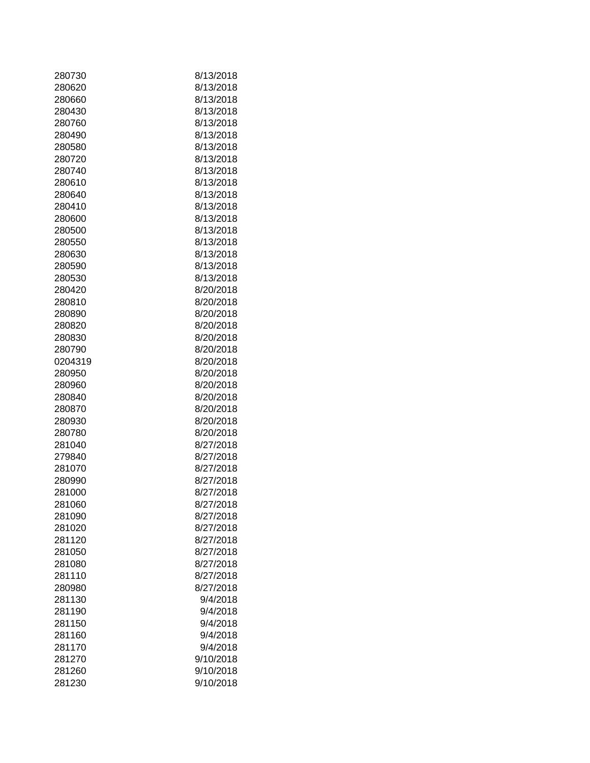| | |
|---|---|
| 280730 | 8/13/2018 |
| 280620 | 8/13/2018 |
| 280660 | 8/13/2018 |
| 280430 | 8/13/2018 |
| 280760 | 8/13/2018 |
| 280490 | 8/13/2018 |
| 280580 | 8/13/2018 |
| 280720 | 8/13/2018 |
| 280740 | 8/13/2018 |
| 280610 | 8/13/2018 |
| 280640 | 8/13/2018 |
| 280410 | 8/13/2018 |
| 280600 | 8/13/2018 |
| 280500 | 8/13/2018 |
| 280550 | 8/13/2018 |
| 280630 | 8/13/2018 |
| 280590 | 8/13/2018 |
| 280530 | 8/13/2018 |
| 280420 | 8/20/2018 |
| 280810 | 8/20/2018 |
| 280890 | 8/20/2018 |
| 280820 | 8/20/2018 |
| 280830 | 8/20/2018 |
| 280790 | 8/20/2018 |
| 0204319 | 8/20/2018 |
| 280950 | 8/20/2018 |
| 280960 | 8/20/2018 |
| 280840 | 8/20/2018 |
| 280870 | 8/20/2018 |
| 280930 | 8/20/2018 |
| 280780 | 8/20/2018 |
| 281040 | 8/27/2018 |
| 279840 | 8/27/2018 |
| 281070 | 8/27/2018 |
| 280990 | 8/27/2018 |
| 281000 | 8/27/2018 |
| 281060 | 8/27/2018 |
| 281090 | 8/27/2018 |
| 281020 | 8/27/2018 |
| 281120 | 8/27/2018 |
| 281050 | 8/27/2018 |
| 281080 | 8/27/2018 |
| 281110 | 8/27/2018 |
| 280980 | 8/27/2018 |
| 281130 | 9/4/2018 |
| 281190 | 9/4/2018 |
| 281150 | 9/4/2018 |
| 281160 | 9/4/2018 |
| 281170 | 9/4/2018 |
| 281270 | 9/10/2018 |
| 281260 | 9/10/2018 |
| 281230 | 9/10/2018 |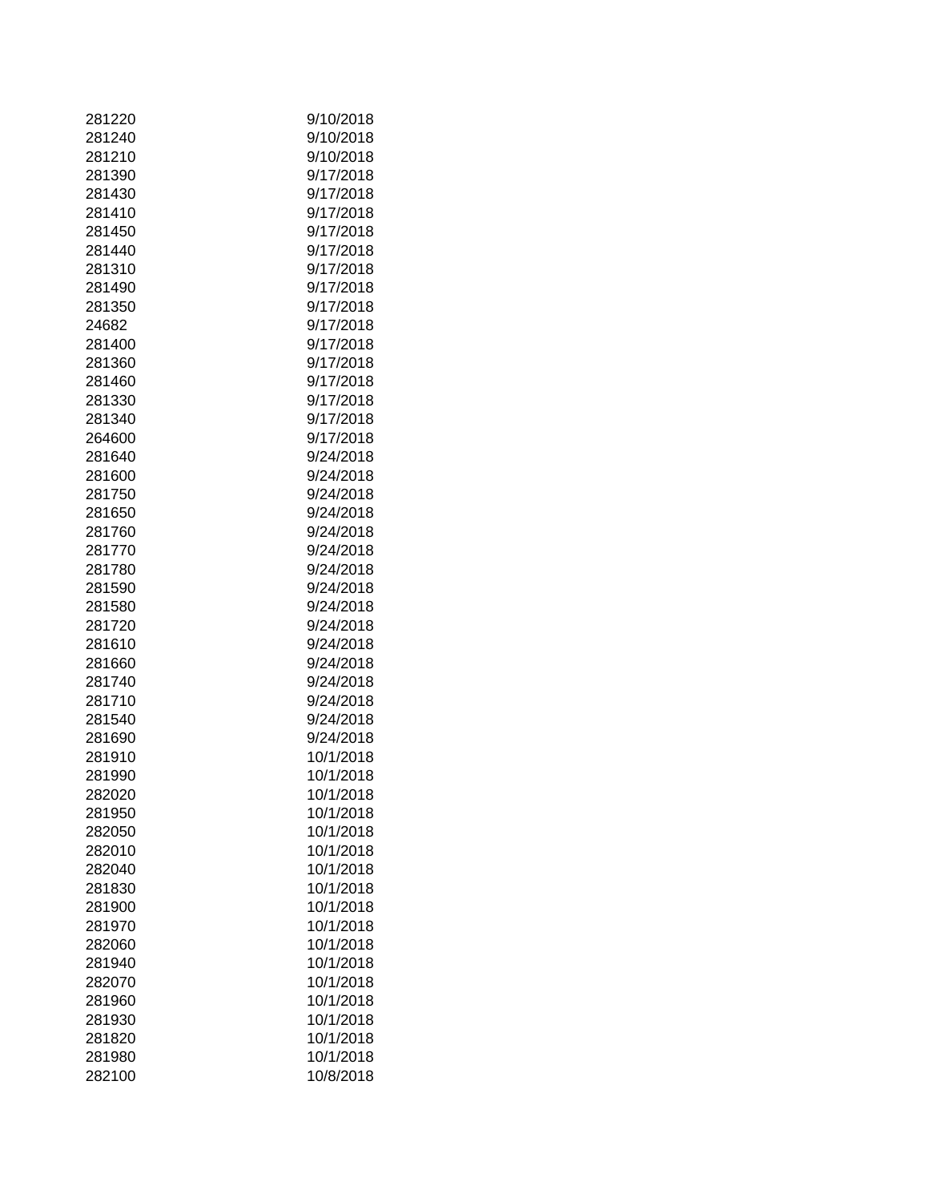| | |
|---|---|
| 281220 | 9/10/2018 |
| 281240 | 9/10/2018 |
| 281210 | 9/10/2018 |
| 281390 | 9/17/2018 |
| 281430 | 9/17/2018 |
| 281410 | 9/17/2018 |
| 281450 | 9/17/2018 |
| 281440 | 9/17/2018 |
| 281310 | 9/17/2018 |
| 281490 | 9/17/2018 |
| 281350 | 9/17/2018 |
| 24682 | 9/17/2018 |
| 281400 | 9/17/2018 |
| 281360 | 9/17/2018 |
| 281460 | 9/17/2018 |
| 281330 | 9/17/2018 |
| 281340 | 9/17/2018 |
| 264600 | 9/17/2018 |
| 281640 | 9/24/2018 |
| 281600 | 9/24/2018 |
| 281750 | 9/24/2018 |
| 281650 | 9/24/2018 |
| 281760 | 9/24/2018 |
| 281770 | 9/24/2018 |
| 281780 | 9/24/2018 |
| 281590 | 9/24/2018 |
| 281580 | 9/24/2018 |
| 281720 | 9/24/2018 |
| 281610 | 9/24/2018 |
| 281660 | 9/24/2018 |
| 281740 | 9/24/2018 |
| 281710 | 9/24/2018 |
| 281540 | 9/24/2018 |
| 281690 | 9/24/2018 |
| 281910 | 10/1/2018 |
| 281990 | 10/1/2018 |
| 282020 | 10/1/2018 |
| 281950 | 10/1/2018 |
| 282050 | 10/1/2018 |
| 282010 | 10/1/2018 |
| 282040 | 10/1/2018 |
| 281830 | 10/1/2018 |
| 281900 | 10/1/2018 |
| 281970 | 10/1/2018 |
| 282060 | 10/1/2018 |
| 281940 | 10/1/2018 |
| 282070 | 10/1/2018 |
| 281960 | 10/1/2018 |
| 281930 | 10/1/2018 |
| 281820 | 10/1/2018 |
| 281980 | 10/1/2018 |
| 282100 | 10/8/2018 |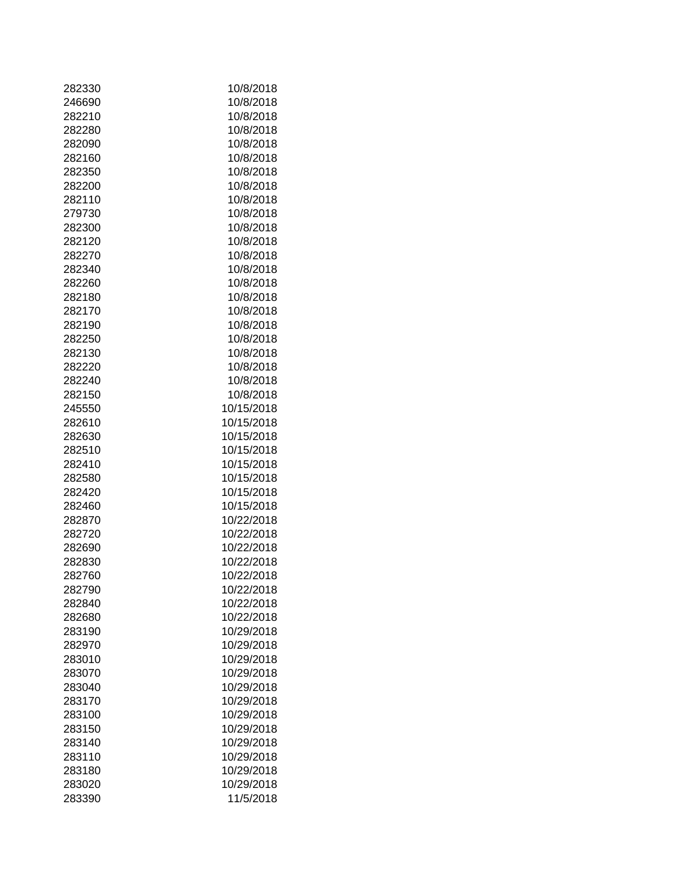| | |
|---|---|
| 282330 | 10/8/2018 |
| 246690 | 10/8/2018 |
| 282210 | 10/8/2018 |
| 282280 | 10/8/2018 |
| 282090 | 10/8/2018 |
| 282160 | 10/8/2018 |
| 282350 | 10/8/2018 |
| 282200 | 10/8/2018 |
| 282110 | 10/8/2018 |
| 279730 | 10/8/2018 |
| 282300 | 10/8/2018 |
| 282120 | 10/8/2018 |
| 282270 | 10/8/2018 |
| 282340 | 10/8/2018 |
| 282260 | 10/8/2018 |
| 282180 | 10/8/2018 |
| 282170 | 10/8/2018 |
| 282190 | 10/8/2018 |
| 282250 | 10/8/2018 |
| 282130 | 10/8/2018 |
| 282220 | 10/8/2018 |
| 282240 | 10/8/2018 |
| 282150 | 10/8/2018 |
| 245550 | 10/15/2018 |
| 282610 | 10/15/2018 |
| 282630 | 10/15/2018 |
| 282510 | 10/15/2018 |
| 282410 | 10/15/2018 |
| 282580 | 10/15/2018 |
| 282420 | 10/15/2018 |
| 282460 | 10/15/2018 |
| 282870 | 10/22/2018 |
| 282720 | 10/22/2018 |
| 282690 | 10/22/2018 |
| 282830 | 10/22/2018 |
| 282760 | 10/22/2018 |
| 282790 | 10/22/2018 |
| 282840 | 10/22/2018 |
| 282680 | 10/22/2018 |
| 283190 | 10/29/2018 |
| 282970 | 10/29/2018 |
| 283010 | 10/29/2018 |
| 283070 | 10/29/2018 |
| 283040 | 10/29/2018 |
| 283170 | 10/29/2018 |
| 283100 | 10/29/2018 |
| 283150 | 10/29/2018 |
| 283140 | 10/29/2018 |
| 283110 | 10/29/2018 |
| 283180 | 10/29/2018 |
| 283020 | 10/29/2018 |
| 283390 | 11/5/2018 |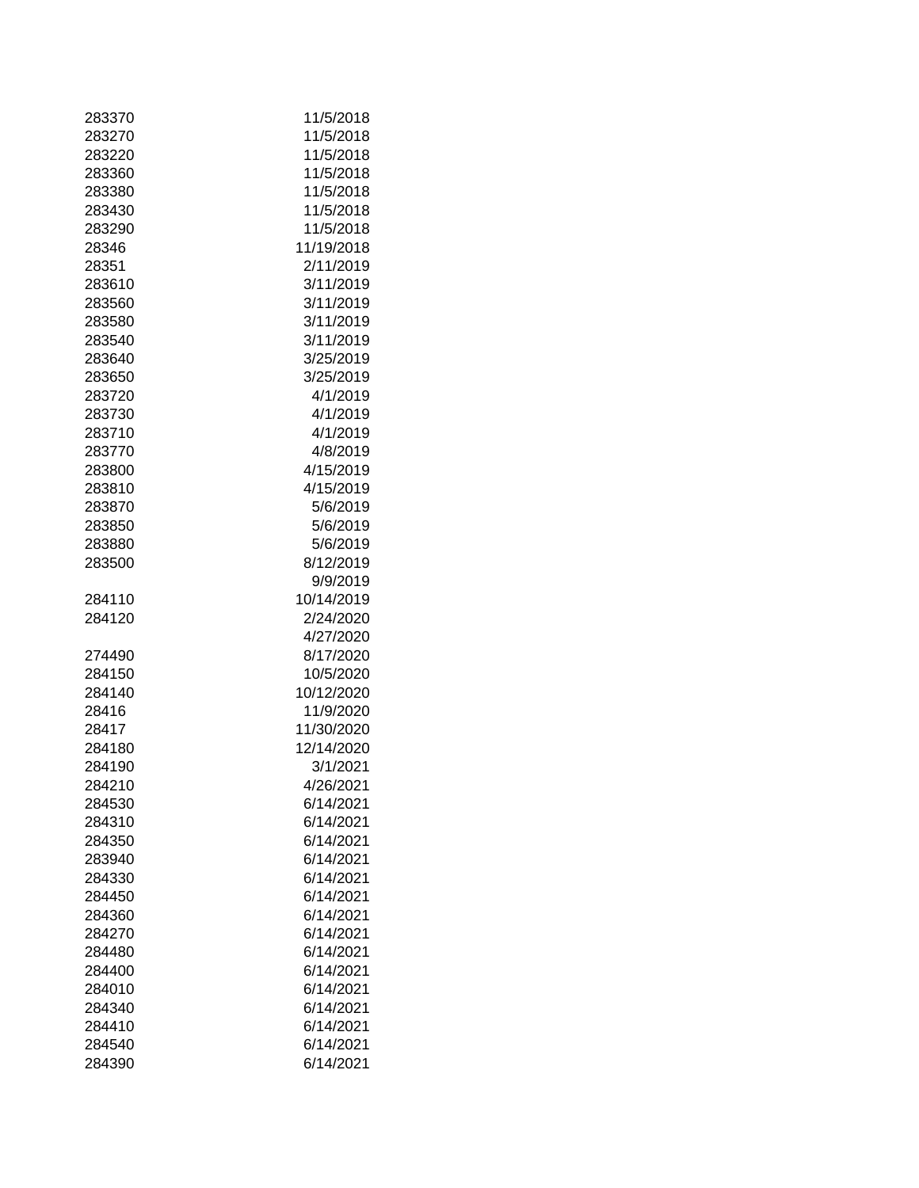| | |
|---|---|
| 283370 | 11/5/2018 |
| 283270 | 11/5/2018 |
| 283220 | 11/5/2018 |
| 283360 | 11/5/2018 |
| 283380 | 11/5/2018 |
| 283430 | 11/5/2018 |
| 283290 | 11/5/2018 |
| 28346 | 11/19/2018 |
| 28351 | 2/11/2019 |
| 283610 | 3/11/2019 |
| 283560 | 3/11/2019 |
| 283580 | 3/11/2019 |
| 283540 | 3/11/2019 |
| 283640 | 3/25/2019 |
| 283650 | 3/25/2019 |
| 283720 | 4/1/2019 |
| 283730 | 4/1/2019 |
| 283710 | 4/1/2019 |
| 283770 | 4/8/2019 |
| 283800 | 4/15/2019 |
| 283810 | 4/15/2019 |
| 283870 | 5/6/2019 |
| 283850 | 5/6/2019 |
| 283880 | 5/6/2019 |
| 283500 | 8/12/2019 |
| | 9/9/2019 |
| 284110 | 10/14/2019 |
| 284120 | 2/24/2020 |
| | 4/27/2020 |
| 274490 | 8/17/2020 |
| 284150 | 10/5/2020 |
| 284140 | 10/12/2020 |
| 28416 | 11/9/2020 |
| 28417 | 11/30/2020 |
| 284180 | 12/14/2020 |
| 284190 | 3/1/2021 |
| 284210 | 4/26/2021 |
| 284530 | 6/14/2021 |
| 284310 | 6/14/2021 |
| 284350 | 6/14/2021 |
| 283940 | 6/14/2021 |
| 284330 | 6/14/2021 |
| 284450 | 6/14/2021 |
| 284360 | 6/14/2021 |
| 284270 | 6/14/2021 |
| 284480 | 6/14/2021 |
| 284400 | 6/14/2021 |
| 284010 | 6/14/2021 |
| 284340 | 6/14/2021 |
| 284410 | 6/14/2021 |
| 284540 | 6/14/2021 |
| 284390 | 6/14/2021 |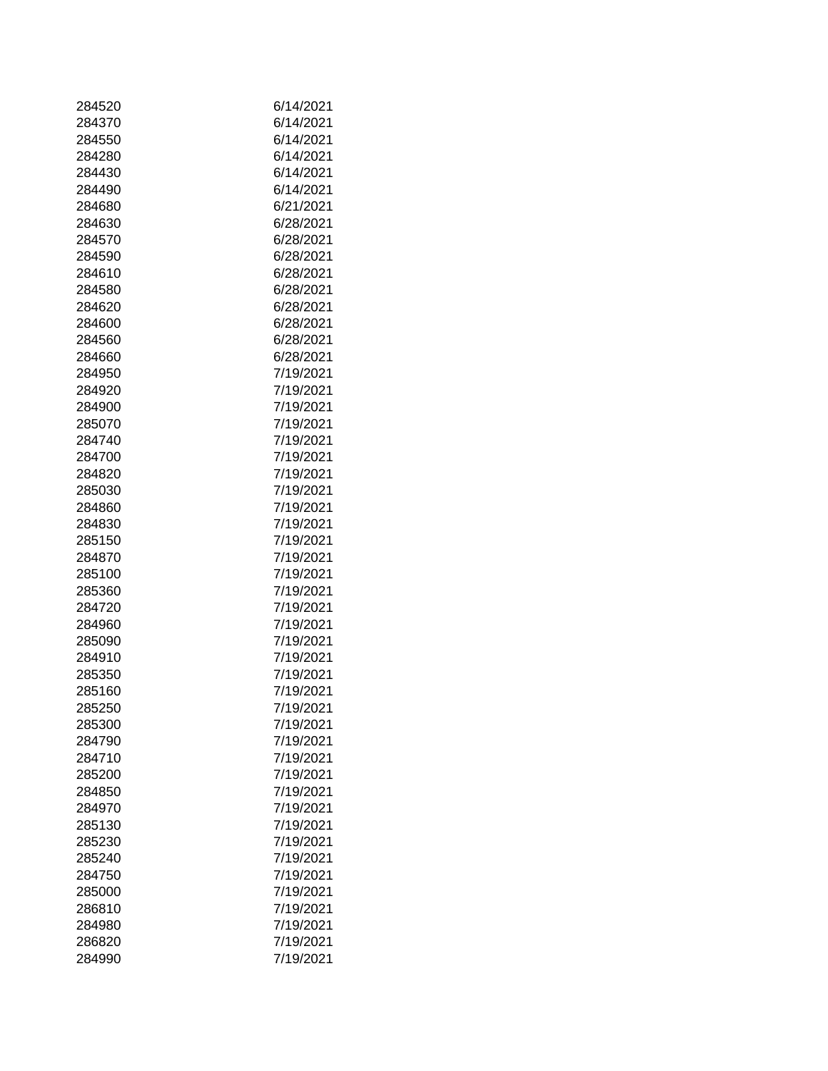| | |
|---|---|
| 284520 | 6/14/2021 |
| 284370 | 6/14/2021 |
| 284550 | 6/14/2021 |
| 284280 | 6/14/2021 |
| 284430 | 6/14/2021 |
| 284490 | 6/14/2021 |
| 284680 | 6/21/2021 |
| 284630 | 6/28/2021 |
| 284570 | 6/28/2021 |
| 284590 | 6/28/2021 |
| 284610 | 6/28/2021 |
| 284580 | 6/28/2021 |
| 284620 | 6/28/2021 |
| 284600 | 6/28/2021 |
| 284560 | 6/28/2021 |
| 284660 | 6/28/2021 |
| 284950 | 7/19/2021 |
| 284920 | 7/19/2021 |
| 284900 | 7/19/2021 |
| 285070 | 7/19/2021 |
| 284740 | 7/19/2021 |
| 284700 | 7/19/2021 |
| 284820 | 7/19/2021 |
| 285030 | 7/19/2021 |
| 284860 | 7/19/2021 |
| 284830 | 7/19/2021 |
| 285150 | 7/19/2021 |
| 284870 | 7/19/2021 |
| 285100 | 7/19/2021 |
| 285360 | 7/19/2021 |
| 284720 | 7/19/2021 |
| 284960 | 7/19/2021 |
| 285090 | 7/19/2021 |
| 284910 | 7/19/2021 |
| 285350 | 7/19/2021 |
| 285160 | 7/19/2021 |
| 285250 | 7/19/2021 |
| 285300 | 7/19/2021 |
| 284790 | 7/19/2021 |
| 284710 | 7/19/2021 |
| 285200 | 7/19/2021 |
| 284850 | 7/19/2021 |
| 284970 | 7/19/2021 |
| 285130 | 7/19/2021 |
| 285230 | 7/19/2021 |
| 285240 | 7/19/2021 |
| 284750 | 7/19/2021 |
| 285000 | 7/19/2021 |
| 286810 | 7/19/2021 |
| 284980 | 7/19/2021 |
| 286820 | 7/19/2021 |
| 284990 | 7/19/2021 |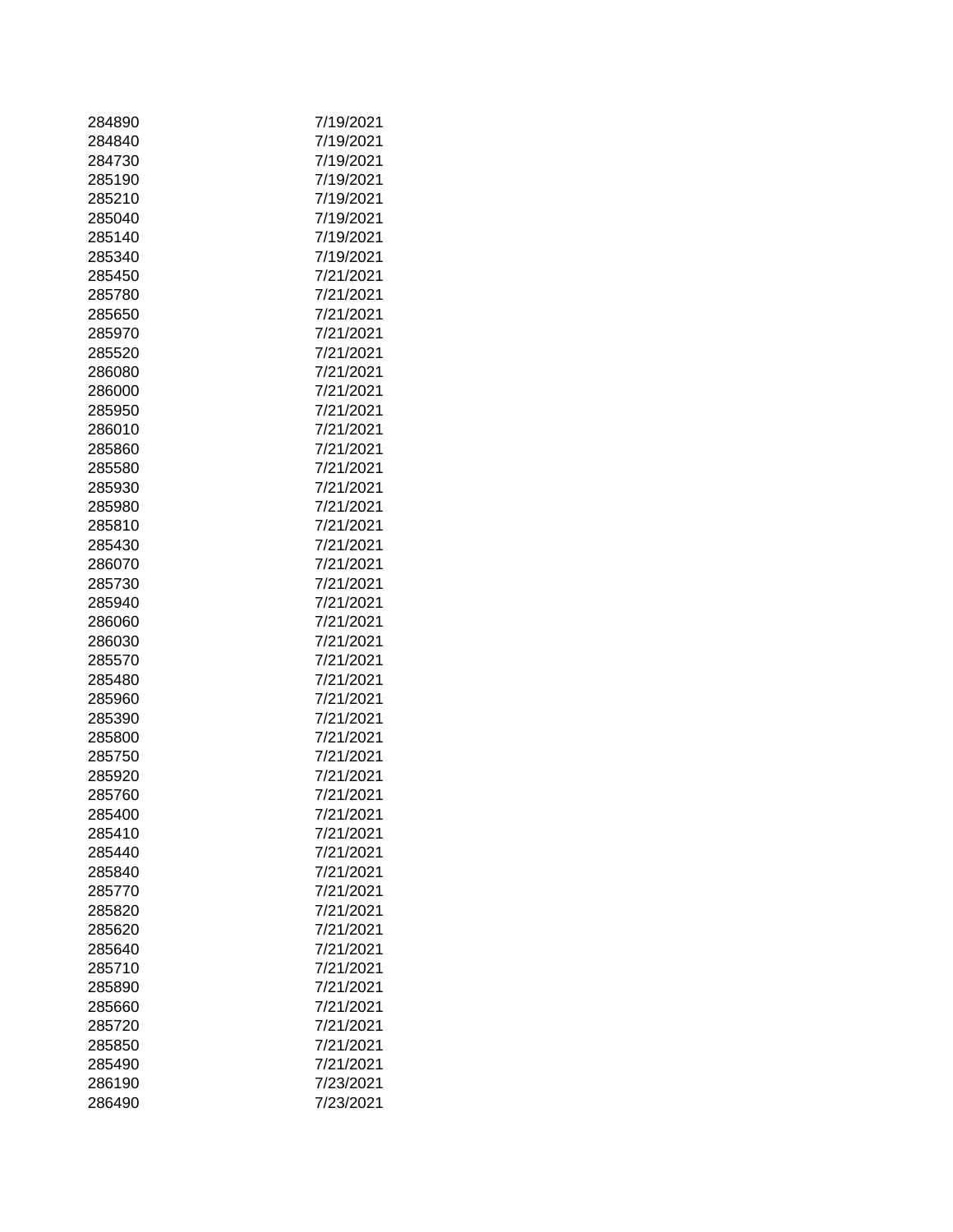| | |
|---|---|
| 284890 | 7/19/2021 |
| 284840 | 7/19/2021 |
| 284730 | 7/19/2021 |
| 285190 | 7/19/2021 |
| 285210 | 7/19/2021 |
| 285040 | 7/19/2021 |
| 285140 | 7/19/2021 |
| 285340 | 7/19/2021 |
| 285450 | 7/21/2021 |
| 285780 | 7/21/2021 |
| 285650 | 7/21/2021 |
| 285970 | 7/21/2021 |
| 285520 | 7/21/2021 |
| 286080 | 7/21/2021 |
| 286000 | 7/21/2021 |
| 285950 | 7/21/2021 |
| 286010 | 7/21/2021 |
| 285860 | 7/21/2021 |
| 285580 | 7/21/2021 |
| 285930 | 7/21/2021 |
| 285980 | 7/21/2021 |
| 285810 | 7/21/2021 |
| 285430 | 7/21/2021 |
| 286070 | 7/21/2021 |
| 285730 | 7/21/2021 |
| 285940 | 7/21/2021 |
| 286060 | 7/21/2021 |
| 286030 | 7/21/2021 |
| 285570 | 7/21/2021 |
| 285480 | 7/21/2021 |
| 285960 | 7/21/2021 |
| 285390 | 7/21/2021 |
| 285800 | 7/21/2021 |
| 285750 | 7/21/2021 |
| 285920 | 7/21/2021 |
| 285760 | 7/21/2021 |
| 285400 | 7/21/2021 |
| 285410 | 7/21/2021 |
| 285440 | 7/21/2021 |
| 285840 | 7/21/2021 |
| 285770 | 7/21/2021 |
| 285820 | 7/21/2021 |
| 285620 | 7/21/2021 |
| 285640 | 7/21/2021 |
| 285710 | 7/21/2021 |
| 285890 | 7/21/2021 |
| 285660 | 7/21/2021 |
| 285720 | 7/21/2021 |
| 285850 | 7/21/2021 |
| 285490 | 7/21/2021 |
| 286190 | 7/23/2021 |
| 286490 | 7/23/2021 |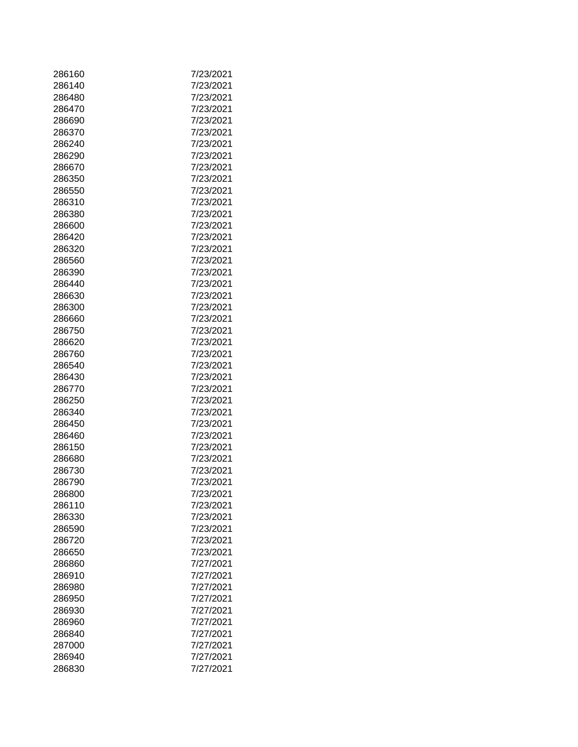| | |
|---|---|
| 286160 | 7/23/2021 |
| 286140 | 7/23/2021 |
| 286480 | 7/23/2021 |
| 286470 | 7/23/2021 |
| 286690 | 7/23/2021 |
| 286370 | 7/23/2021 |
| 286240 | 7/23/2021 |
| 286290 | 7/23/2021 |
| 286670 | 7/23/2021 |
| 286350 | 7/23/2021 |
| 286550 | 7/23/2021 |
| 286310 | 7/23/2021 |
| 286380 | 7/23/2021 |
| 286600 | 7/23/2021 |
| 286420 | 7/23/2021 |
| 286320 | 7/23/2021 |
| 286560 | 7/23/2021 |
| 286390 | 7/23/2021 |
| 286440 | 7/23/2021 |
| 286630 | 7/23/2021 |
| 286300 | 7/23/2021 |
| 286660 | 7/23/2021 |
| 286750 | 7/23/2021 |
| 286620 | 7/23/2021 |
| 286760 | 7/23/2021 |
| 286540 | 7/23/2021 |
| 286430 | 7/23/2021 |
| 286770 | 7/23/2021 |
| 286250 | 7/23/2021 |
| 286340 | 7/23/2021 |
| 286450 | 7/23/2021 |
| 286460 | 7/23/2021 |
| 286150 | 7/23/2021 |
| 286680 | 7/23/2021 |
| 286730 | 7/23/2021 |
| 286790 | 7/23/2021 |
| 286800 | 7/23/2021 |
| 286110 | 7/23/2021 |
| 286330 | 7/23/2021 |
| 286590 | 7/23/2021 |
| 286720 | 7/23/2021 |
| 286650 | 7/23/2021 |
| 286860 | 7/27/2021 |
| 286910 | 7/27/2021 |
| 286980 | 7/27/2021 |
| 286950 | 7/27/2021 |
| 286930 | 7/27/2021 |
| 286960 | 7/27/2021 |
| 286840 | 7/27/2021 |
| 287000 | 7/27/2021 |
| 286940 | 7/27/2021 |
| 286830 | 7/27/2021 |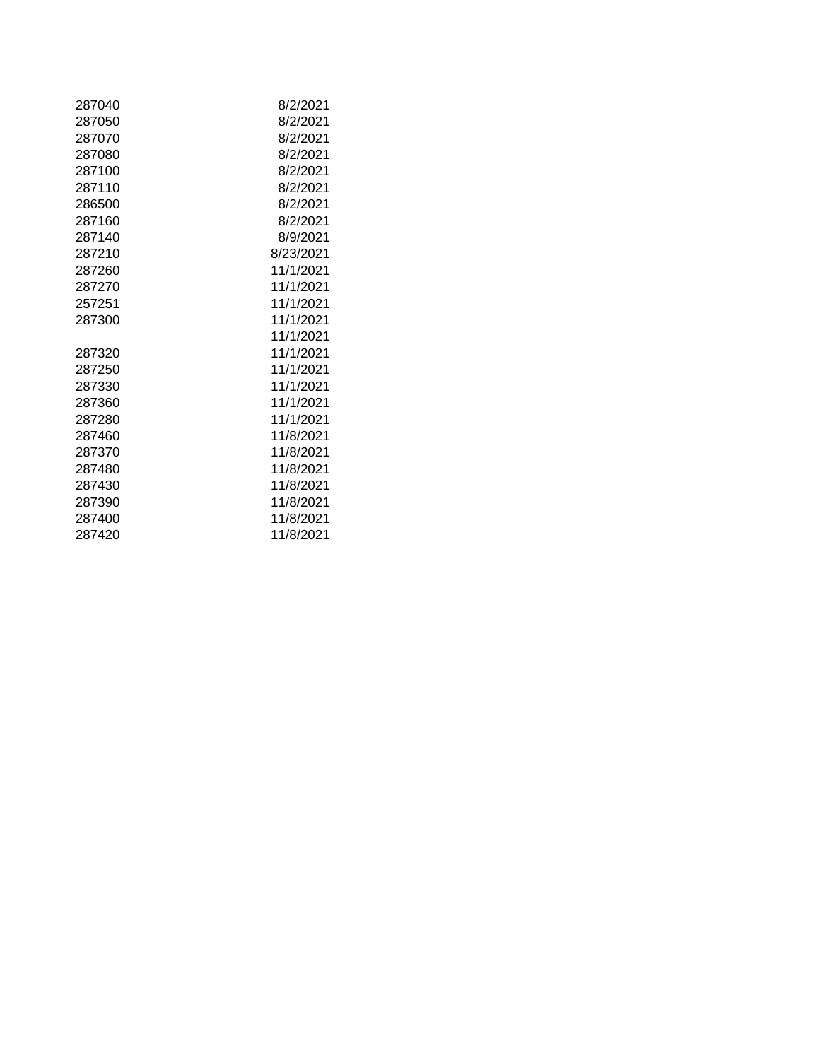| | |
|---|---|
| 287040 | 8/2/2021 |
| 287050 | 8/2/2021 |
| 287070 | 8/2/2021 |
| 287080 | 8/2/2021 |
| 287100 | 8/2/2021 |
| 287110 | 8/2/2021 |
| 286500 | 8/2/2021 |
| 287160 | 8/2/2021 |
| 287140 | 8/9/2021 |
| 287210 | 8/23/2021 |
| 287260 | 11/1/2021 |
| 287270 | 11/1/2021 |
| 257251 | 11/1/2021 |
| 287300 | 11/1/2021 |
| | 11/1/2021 |
| 287320 | 11/1/2021 |
| 287250 | 11/1/2021 |
| 287330 | 11/1/2021 |
| 287360 | 11/1/2021 |
| 287280 | 11/1/2021 |
| 287460 | 11/8/2021 |
| 287370 | 11/8/2021 |
| 287480 | 11/8/2021 |
| 287430 | 11/8/2021 |
| 287390 | 11/8/2021 |
| 287400 | 11/8/2021 |
| 287420 | 11/8/2021 |